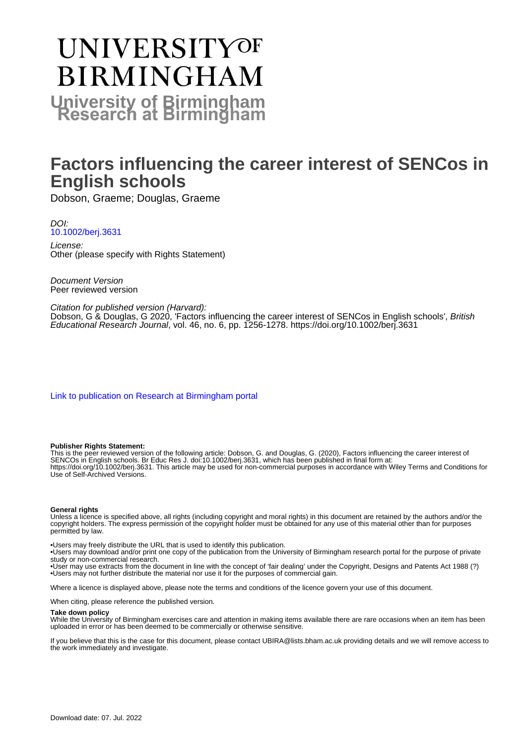# UNIVERSITY OF BIRMINGHAM

**University of Birmingham Research at Birmingham**

# Factors influencing the career interest of SENCos in English schools

Dobson, Graeme; Douglas, Graeme

*DOI:*
[10.1002/berj.3631](https://doi.org/10.1002/berj.3631)

*License:*
Other (please specify with Rights Statement)

*Document Version*
Peer reviewed version

*Citation for published version (Harvard):*
Dobson, G & Douglas, G 2020, 'Factors influencing the career interest of SENCos in English schools', *British Educational Research Journal*, vol. 46, no. 6, pp. 1256-1278. https://doi.org/10.1002/berj.3631

[Link to publication on Research at Birmingham portal]

**Publisher Rights Statement:**
This is the peer reviewed version of the following article: Dobson, G. and Douglas, G. (2020), Factors influencing the career interest of SENCOs in English schools. Br Educ Res J. doi:10.1002/berj.3631, which has been published in final form at: https://doi.org/10.1002/berj.3631. This article may be used for non-commercial purposes in accordance with Wiley Terms and Conditions for Use of Self-Archived Versions.

**General rights**
Unless a licence is specified above, all rights (including copyright and moral rights) in this document are retained by the authors and/or the copyright holders. The express permission of the copyright holder must be obtained for any use of this material other than for purposes permitted by law.

•Users may freely distribute the URL that is used to identify this publication.
•Users may download and/or print one copy of the publication from the University of Birmingham research portal for the purpose of private study or non-commercial research.
•User may use extracts from the document in line with the concept of 'fair dealing' under the Copyright, Designs and Patents Act 1988 (?)
•Users may not further distribute the material nor use it for the purposes of commercial gain.

Where a licence is displayed above, please note the terms and conditions of the licence govern your use of this document.

When citing, please reference the published version.

**Take down policy**
While the University of Birmingham exercises care and attention in making items available there are rare occasions when an item has been uploaded in error or has been deemed to be commercially or otherwise sensitive.

If you believe that this is the case for this document, please contact UBIRA@lists.bham.ac.uk providing details and we will remove access to the work immediately and investigate.

Download date: 07. Jul. 2022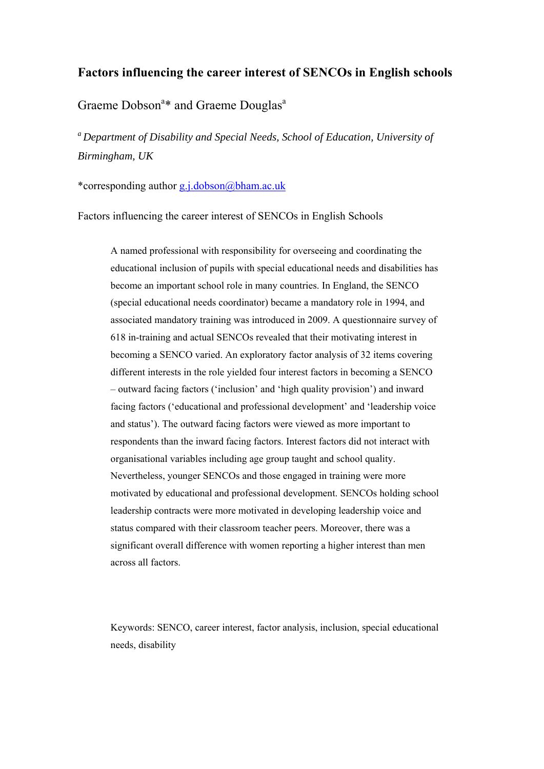# Factors influencing the career interest of SENCOs in English schools

Graeme Dobson[a]* and Graeme Douglas[a]

*[a] Department of Disability and Special Needs, School of Education, University of Birmingham, UK*

*corresponding author g.j.dobson@bham.ac.uk

Factors influencing the career interest of SENCOs in English Schools

> A named professional with responsibility for overseeing and coordinating the educational inclusion of pupils with special educational needs and disabilities has become an important school role in many countries. In England, the SENCO (special educational needs coordinator) became a mandatory role in 1994, and associated mandatory training was introduced in 2009. A questionnaire survey of 618 in-training and actual SENCOs revealed that their motivating interest in becoming a SENCO varied. An exploratory factor analysis of 32 items covering different interests in the role yielded four interest factors in becoming a SENCO – outward facing factors ('inclusion' and 'high quality provision') and inward facing factors ('educational and professional development' and 'leadership voice and status'). The outward facing factors were viewed as more important to respondents than the inward facing factors. Interest factors did not interact with organisational variables including age group taught and school quality. Nevertheless, younger SENCOs and those engaged in training were more motivated by educational and professional development. SENCOs holding school leadership contracts were more motivated in developing leadership voice and status compared with their classroom teacher peers. Moreover, there was a significant overall difference with women reporting a higher interest than men across all factors.
>
> Keywords: SENCO, career interest, factor analysis, inclusion, special educational needs, disability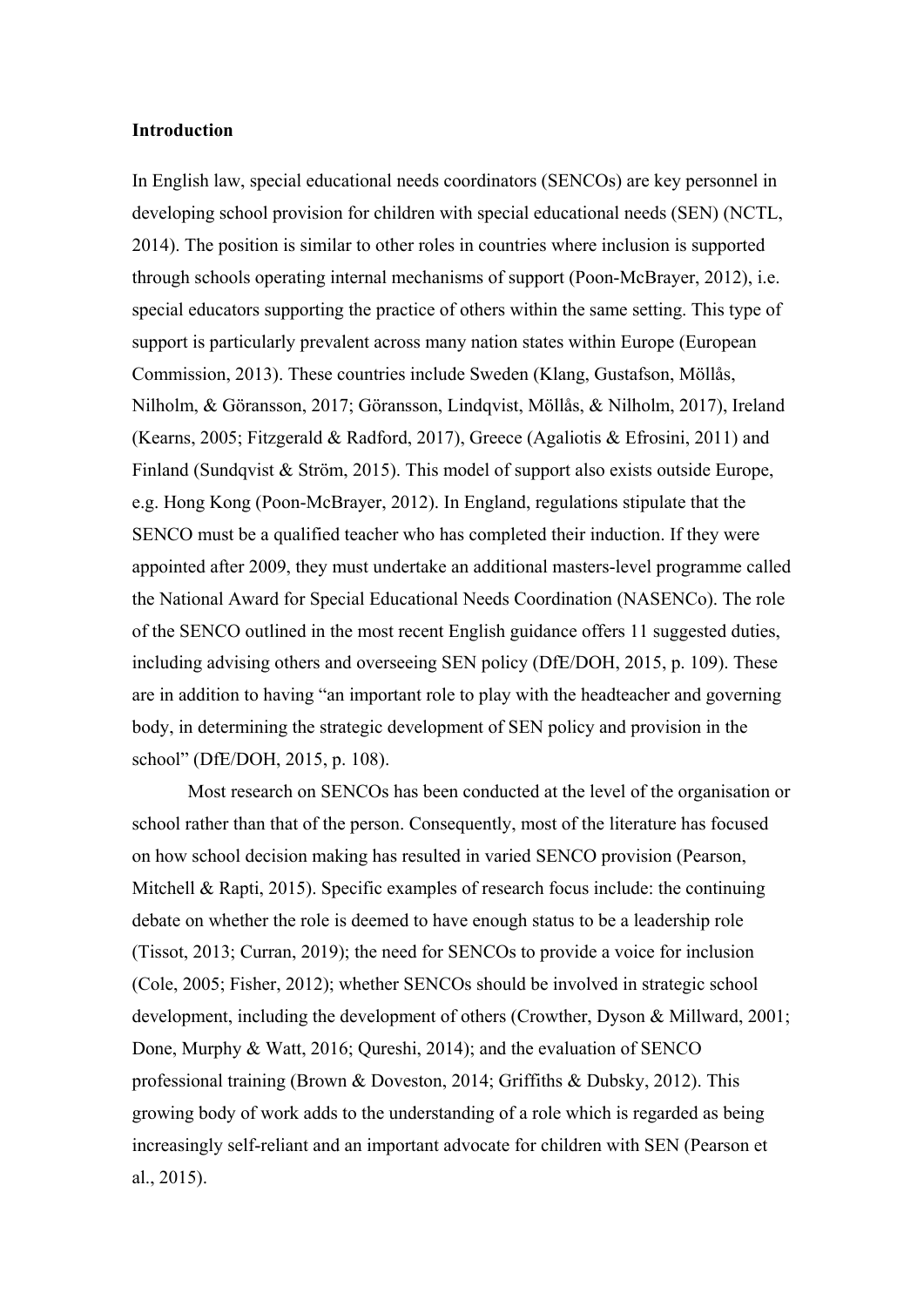**Introduction**

In English law, special educational needs coordinators (SENCOs) are key personnel in developing school provision for children with special educational needs (SEN) (NCTL, 2014). The position is similar to other roles in countries where inclusion is supported through schools operating internal mechanisms of support (Poon-McBrayer, 2012), i.e. special educators supporting the practice of others within the same setting. This type of support is particularly prevalent across many nation states within Europe (European Commission, 2013). These countries include Sweden (Klang, Gustafson, Möllås, Nilholm, & Göransson, 2017; Göransson, Lindqvist, Möllås, & Nilholm, 2017), Ireland (Kearns, 2005; Fitzgerald & Radford, 2017), Greece (Agaliotis & Efrosini, 2011) and Finland (Sundqvist & Ström, 2015). This model of support also exists outside Europe, e.g. Hong Kong (Poon-McBrayer, 2012). In England, regulations stipulate that the SENCO must be a qualified teacher who has completed their induction. If they were appointed after 2009, they must undertake an additional masters-level programme called the National Award for Special Educational Needs Coordination (NASENCo). The role of the SENCO outlined in the most recent English guidance offers 11 suggested duties, including advising others and overseeing SEN policy (DfE/DOH, 2015, p. 109). These are in addition to having "an important role to play with the headteacher and governing body, in determining the strategic development of SEN policy and provision in the school" (DfE/DOH, 2015, p. 108).

Most research on SENCOs has been conducted at the level of the organisation or school rather than that of the person. Consequently, most of the literature has focused on how school decision making has resulted in varied SENCO provision (Pearson, Mitchell & Rapti, 2015). Specific examples of research focus include: the continuing debate on whether the role is deemed to have enough status to be a leadership role (Tissot, 2013; Curran, 2019); the need for SENCOs to provide a voice for inclusion (Cole, 2005; Fisher, 2012); whether SENCOs should be involved in strategic school development, including the development of others (Crowther, Dyson & Millward, 2001; Done, Murphy & Watt, 2016; Qureshi, 2014); and the evaluation of SENCO professional training (Brown & Doveston, 2014; Griffiths & Dubsky, 2012). This growing body of work adds to the understanding of a role which is regarded as being increasingly self-reliant and an important advocate for children with SEN (Pearson et al., 2015).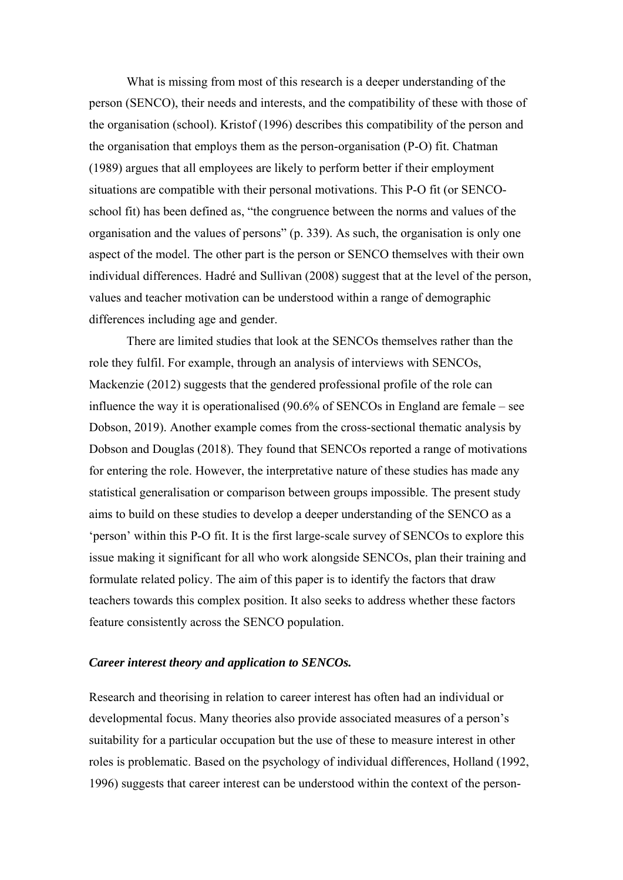What is missing from most of this research is a deeper understanding of the person (SENCO), their needs and interests, and the compatibility of these with those of the organisation (school). Kristof (1996) describes this compatibility of the person and the organisation that employs them as the person-organisation (P-O) fit. Chatman (1989) argues that all employees are likely to perform better if their employment situations are compatible with their personal motivations. This P-O fit (or SENCO-school fit) has been defined as, "the congruence between the norms and values of the organisation and the values of persons" (p. 339). As such, the organisation is only one aspect of the model. The other part is the person or SENCO themselves with their own individual differences. Hadré and Sullivan (2008) suggest that at the level of the person, values and teacher motivation can be understood within a range of demographic differences including age and gender.

There are limited studies that look at the SENCOs themselves rather than the role they fulfil. For example, through an analysis of interviews with SENCOs, Mackenzie (2012) suggests that the gendered professional profile of the role can influence the way it is operationalised (90.6% of SENCOs in England are female – see Dobson, 2019). Another example comes from the cross-sectional thematic analysis by Dobson and Douglas (2018). They found that SENCOs reported a range of motivations for entering the role. However, the interpretative nature of these studies has made any statistical generalisation or comparison between groups impossible. The present study aims to build on these studies to develop a deeper understanding of the SENCO as a 'person' within this P-O fit. It is the first large-scale survey of SENCOs to explore this issue making it significant for all who work alongside SENCOs, plan their training and formulate related policy. The aim of this paper is to identify the factors that draw teachers towards this complex position. It also seeks to address whether these factors feature consistently across the SENCO population.

### *Career interest theory and application to SENCOs.*

Research and theorising in relation to career interest has often had an individual or developmental focus. Many theories also provide associated measures of a person's suitability for a particular occupation but the use of these to measure interest in other roles is problematic. Based on the psychology of individual differences, Holland (1992, 1996) suggests that career interest can be understood within the context of the person-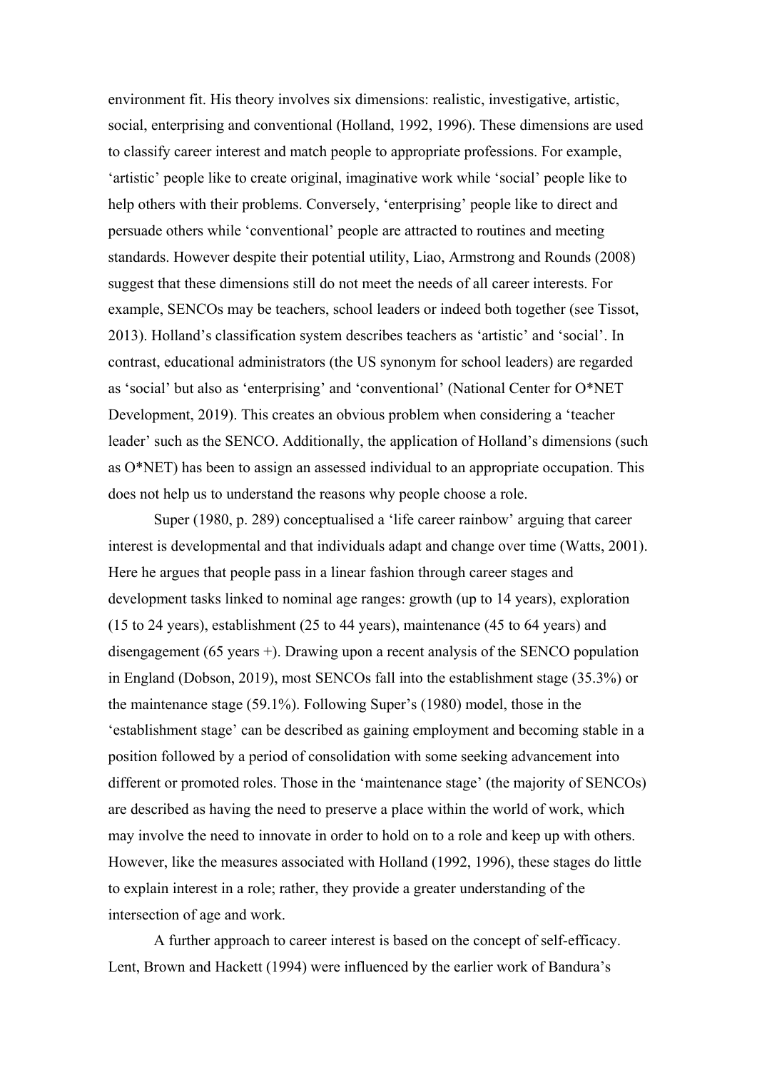environment fit. His theory involves six dimensions: realistic, investigative, artistic, social, enterprising and conventional (Holland, 1992, 1996). These dimensions are used to classify career interest and match people to appropriate professions. For example, 'artistic' people like to create original, imaginative work while 'social' people like to help others with their problems. Conversely, 'enterprising' people like to direct and persuade others while 'conventional' people are attracted to routines and meeting standards. However despite their potential utility, Liao, Armstrong and Rounds (2008) suggest that these dimensions still do not meet the needs of all career interests. For example, SENCOs may be teachers, school leaders or indeed both together (see Tissot, 2013). Holland's classification system describes teachers as 'artistic' and 'social'. In contrast, educational administrators (the US synonym for school leaders) are regarded as 'social' but also as 'enterprising' and 'conventional' (National Center for O*NET Development, 2019). This creates an obvious problem when considering a 'teacher leader' such as the SENCO. Additionally, the application of Holland's dimensions (such as O*NET) has been to assign an assessed individual to an appropriate occupation. This does not help us to understand the reasons why people choose a role.

Super (1980, p. 289) conceptualised a 'life career rainbow' arguing that career interest is developmental and that individuals adapt and change over time (Watts, 2001). Here he argues that people pass in a linear fashion through career stages and development tasks linked to nominal age ranges: growth (up to 14 years), exploration (15 to 24 years), establishment (25 to 44 years), maintenance (45 to 64 years) and disengagement (65 years +). Drawing upon a recent analysis of the SENCO population in England (Dobson, 2019), most SENCOs fall into the establishment stage (35.3%) or the maintenance stage (59.1%). Following Super's (1980) model, those in the 'establishment stage' can be described as gaining employment and becoming stable in a position followed by a period of consolidation with some seeking advancement into different or promoted roles. Those in the 'maintenance stage' (the majority of SENCOs) are described as having the need to preserve a place within the world of work, which may involve the need to innovate in order to hold on to a role and keep up with others. However, like the measures associated with Holland (1992, 1996), these stages do little to explain interest in a role; rather, they provide a greater understanding of the intersection of age and work.

A further approach to career interest is based on the concept of self-efficacy. Lent, Brown and Hackett (1994) were influenced by the earlier work of Bandura's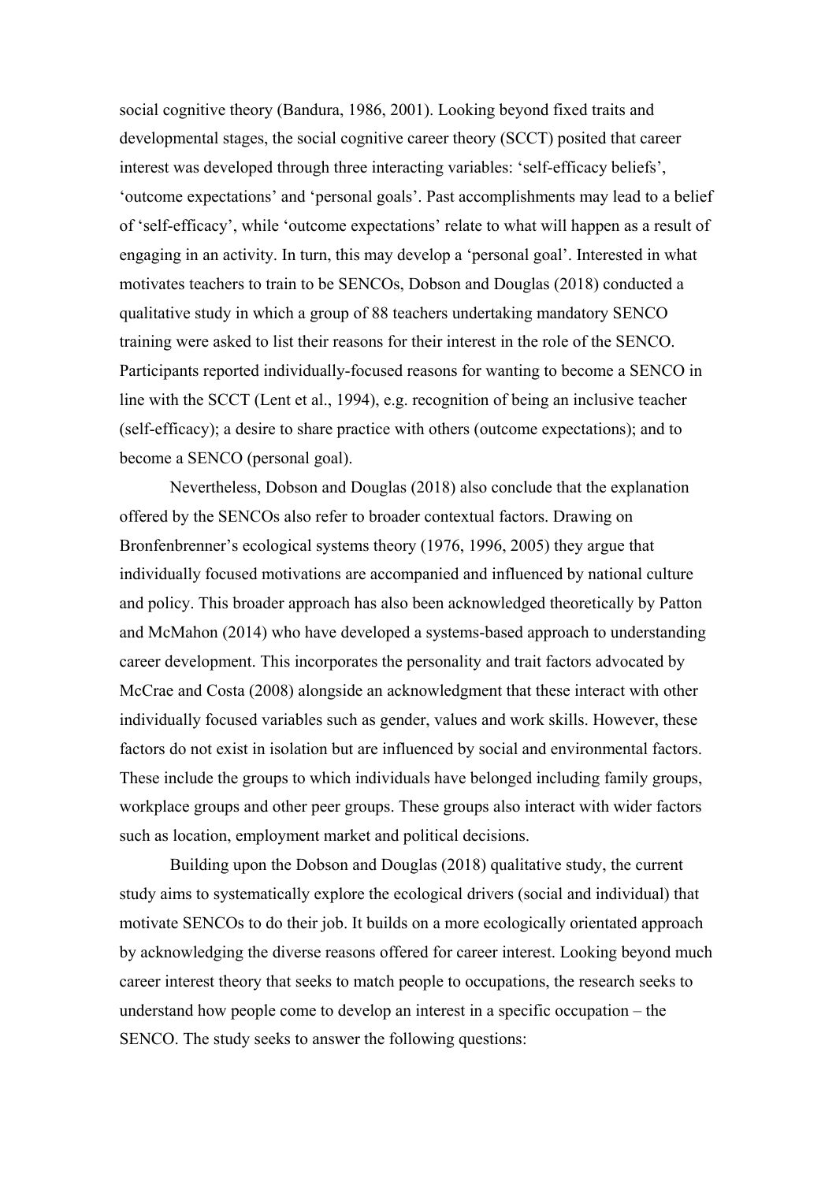social cognitive theory (Bandura, 1986, 2001). Looking beyond fixed traits and developmental stages, the social cognitive career theory (SCCT) posited that career interest was developed through three interacting variables: 'self-efficacy beliefs', 'outcome expectations' and 'personal goals'. Past accomplishments may lead to a belief of 'self-efficacy', while 'outcome expectations' relate to what will happen as a result of engaging in an activity. In turn, this may develop a 'personal goal'. Interested in what motivates teachers to train to be SENCOs, Dobson and Douglas (2018) conducted a qualitative study in which a group of 88 teachers undertaking mandatory SENCO training were asked to list their reasons for their interest in the role of the SENCO. Participants reported individually-focused reasons for wanting to become a SENCO in line with the SCCT (Lent et al., 1994), e.g. recognition of being an inclusive teacher (self-efficacy); a desire to share practice with others (outcome expectations); and to become a SENCO (personal goal).

Nevertheless, Dobson and Douglas (2018) also conclude that the explanation offered by the SENCOs also refer to broader contextual factors. Drawing on Bronfenbrenner's ecological systems theory (1976, 1996, 2005) they argue that individually focused motivations are accompanied and influenced by national culture and policy. This broader approach has also been acknowledged theoretically by Patton and McMahon (2014) who have developed a systems-based approach to understanding career development. This incorporates the personality and trait factors advocated by McCrae and Costa (2008) alongside an acknowledgment that these interact with other individually focused variables such as gender, values and work skills. However, these factors do not exist in isolation but are influenced by social and environmental factors. These include the groups to which individuals have belonged including family groups, workplace groups and other peer groups. These groups also interact with wider factors such as location, employment market and political decisions.

Building upon the Dobson and Douglas (2018) qualitative study, the current study aims to systematically explore the ecological drivers (social and individual) that motivate SENCOs to do their job. It builds on a more ecologically orientated approach by acknowledging the diverse reasons offered for career interest. Looking beyond much career interest theory that seeks to match people to occupations, the research seeks to understand how people come to develop an interest in a specific occupation – the SENCO. The study seeks to answer the following questions: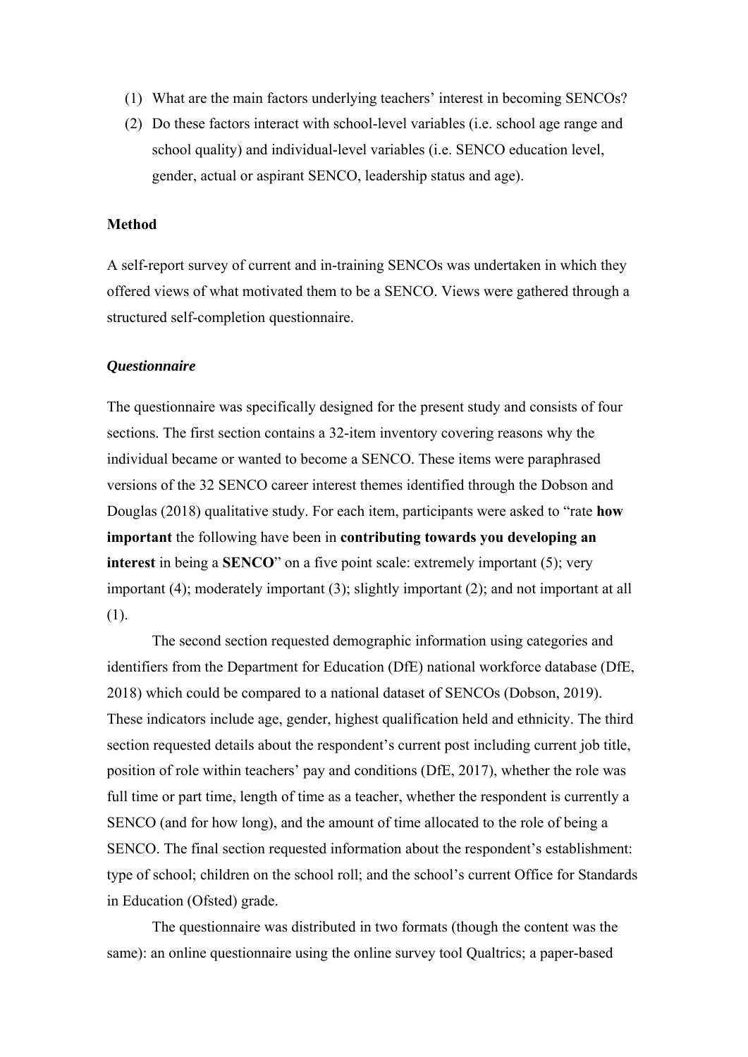(1) What are the main factors underlying teachers' interest in becoming SENCOs?
(2) Do these factors interact with school-level variables (i.e. school age range and school quality) and individual-level variables (i.e. SENCO education level, gender, actual or aspirant SENCO, leadership status and age).

**Method**

A self-report survey of current and in-training SENCOs was undertaken in which they offered views of what motivated them to be a SENCO. Views were gathered through a structured self-completion questionnaire.

***Questionnaire***

The questionnaire was specifically designed for the present study and consists of four sections. The first section contains a 32-item inventory covering reasons why the individual became or wanted to become a SENCO. These items were paraphrased versions of the 32 SENCO career interest themes identified through the Dobson and Douglas (2018) qualitative study. For each item, participants were asked to "rate **how important** the following have been in **contributing towards you developing an interest** in being a **SENCO**" on a five point scale: extremely important (5); very important (4); moderately important (3); slightly important (2); and not important at all (1).

The second section requested demographic information using categories and identifiers from the Department for Education (DfE) national workforce database (DfE, 2018) which could be compared to a national dataset of SENCOs (Dobson, 2019). These indicators include age, gender, highest qualification held and ethnicity. The third section requested details about the respondent's current post including current job title, position of role within teachers' pay and conditions (DfE, 2017), whether the role was full time or part time, length of time as a teacher, whether the respondent is currently a SENCO (and for how long), and the amount of time allocated to the role of being a SENCO. The final section requested information about the respondent's establishment: type of school; children on the school roll; and the school's current Office for Standards in Education (Ofsted) grade.

The questionnaire was distributed in two formats (though the content was the same): an online questionnaire using the online survey tool Qualtrics; a paper-based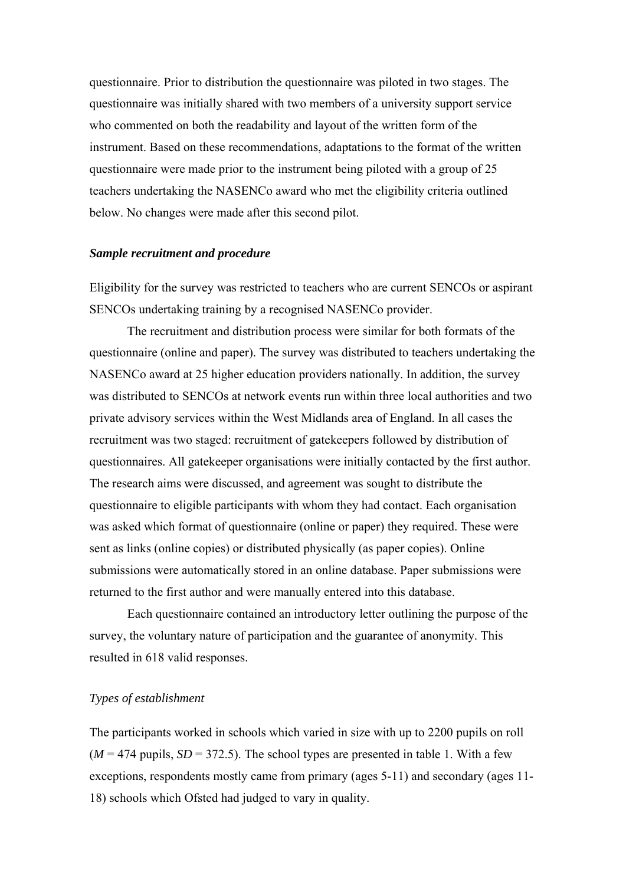questionnaire. Prior to distribution the questionnaire was piloted in two stages. The questionnaire was initially shared with two members of a university support service who commented on both the readability and layout of the written form of the instrument. Based on these recommendations, adaptations to the format of the written questionnaire were made prior to the instrument being piloted with a group of 25 teachers undertaking the NASENCo award who met the eligibility criteria outlined below. No changes were made after this second pilot.

***Sample recruitment and procedure***

Eligibility for the survey was restricted to teachers who are current SENCOs or aspirant SENCOs undertaking training by a recognised NASENCo provider.

The recruitment and distribution process were similar for both formats of the questionnaire (online and paper). The survey was distributed to teachers undertaking the NASENCo award at 25 higher education providers nationally. In addition, the survey was distributed to SENCOs at network events run within three local authorities and two private advisory services within the West Midlands area of England. In all cases the recruitment was two staged: recruitment of gatekeepers followed by distribution of questionnaires. All gatekeeper organisations were initially contacted by the first author. The research aims were discussed, and agreement was sought to distribute the questionnaire to eligible participants with whom they had contact. Each organisation was asked which format of questionnaire (online or paper) they required. These were sent as links (online copies) or distributed physically (as paper copies). Online submissions were automatically stored in an online database. Paper submissions were returned to the first author and were manually entered into this database.

Each questionnaire contained an introductory letter outlining the purpose of the survey, the voluntary nature of participation and the guarantee of anonymity. This resulted in 618 valid responses.

*Types of establishment*

The participants worked in schools which varied in size with up to 2200 pupils on roll ($M$ = 474 pupils, $SD$ = 372.5). The school types are presented in table 1. With a few exceptions, respondents mostly came from primary (ages 5-11) and secondary (ages 11-18) schools which Ofsted had judged to vary in quality.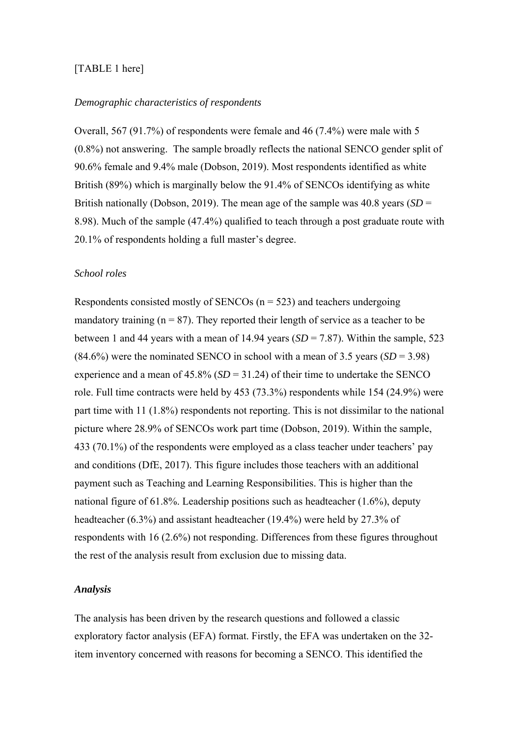[TABLE 1 here]

*Demographic characteristics of respondents*

Overall, 567 (91.7%) of respondents were female and 46 (7.4%) were male with 5 (0.8%) not answering. The sample broadly reflects the national SENCO gender split of 90.6% female and 9.4% male (Dobson, 2019). Most respondents identified as white British (89%) which is marginally below the 91.4% of SENCOs identifying as white British nationally (Dobson, 2019). The mean age of the sample was 40.8 years (*SD* = 8.98). Much of the sample (47.4%) qualified to teach through a post graduate route with 20.1% of respondents holding a full master's degree.

*School roles*

Respondents consisted mostly of SENCOs (n = 523) and teachers undergoing mandatory training (n = 87). They reported their length of service as a teacher to be between 1 and 44 years with a mean of 14.94 years (*SD* = 7.87). Within the sample, 523 (84.6%) were the nominated SENCO in school with a mean of 3.5 years (*SD* = 3.98) experience and a mean of 45.8% (*SD* = 31.24) of their time to undertake the SENCO role. Full time contracts were held by 453 (73.3%) respondents while 154 (24.9%) were part time with 11 (1.8%) respondents not reporting. This is not dissimilar to the national picture where 28.9% of SENCOs work part time (Dobson, 2019). Within the sample, 433 (70.1%) of the respondents were employed as a class teacher under teachers' pay and conditions (DfE, 2017). This figure includes those teachers with an additional payment such as Teaching and Learning Responsibilities. This is higher than the national figure of 61.8%. Leadership positions such as headteacher (1.6%), deputy headteacher (6.3%) and assistant headteacher (19.4%) were held by 27.3% of respondents with 16 (2.6%) not responding. Differences from these figures throughout the rest of the analysis result from exclusion due to missing data.

***Analysis***

The analysis has been driven by the research questions and followed a classic exploratory factor analysis (EFA) format. Firstly, the EFA was undertaken on the 32-item inventory concerned with reasons for becoming a SENCO. This identified the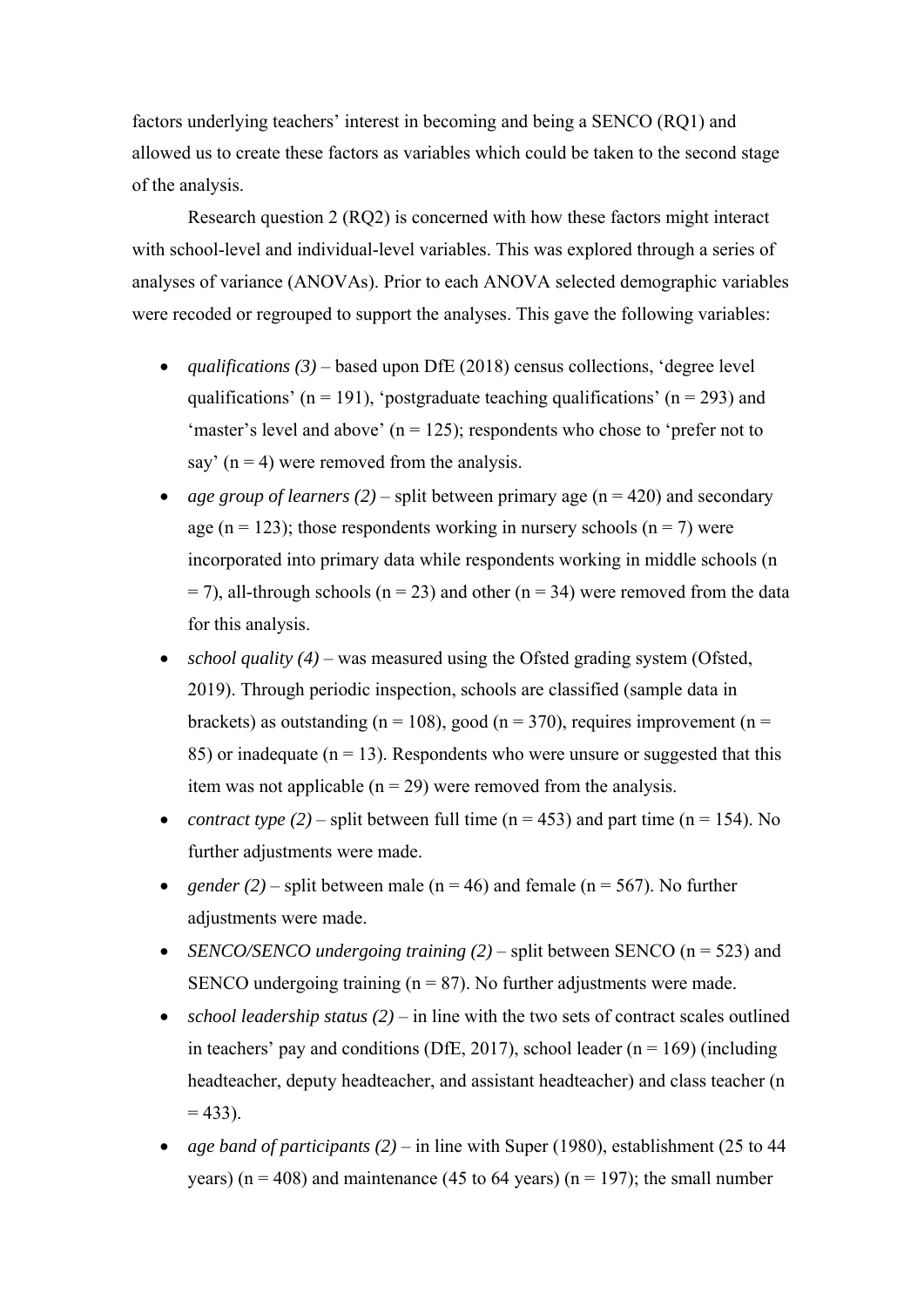factors underlying teachers' interest in becoming and being a SENCO (RQ1) and allowed us to create these factors as variables which could be taken to the second stage of the analysis.

Research question 2 (RQ2) is concerned with how these factors might interact with school-level and individual-level variables. This was explored through a series of analyses of variance (ANOVAs). Prior to each ANOVA selected demographic variables were recoded or regrouped to support the analyses. This gave the following variables:

- *qualifications (3)* – based upon DfE (2018) census collections, 'degree level qualifications' (n = 191), 'postgraduate teaching qualifications' (n = 293) and 'master's level and above' (n = 125); respondents who chose to 'prefer not to say' (n = 4) were removed from the analysis.
- *age group of learners (2)* – split between primary age (n = 420) and secondary age (n = 123); those respondents working in nursery schools (n = 7) were incorporated into primary data while respondents working in middle schools (n = 7), all-through schools (n = 23) and other (n = 34) were removed from the data for this analysis.
- *school quality (4)* – was measured using the Ofsted grading system (Ofsted, 2019). Through periodic inspection, schools are classified (sample data in brackets) as outstanding (n = 108), good (n = 370), requires improvement (n = 85) or inadequate (n = 13). Respondents who were unsure or suggested that this item was not applicable (n = 29) were removed from the analysis.
- *contract type (2)* – split between full time (n = 453) and part time (n = 154). No further adjustments were made.
- *gender (2)* – split between male (n = 46) and female (n = 567). No further adjustments were made.
- *SENCO/SENCO undergoing training (2)* – split between SENCO (n = 523) and SENCO undergoing training (n = 87). No further adjustments were made.
- *school leadership status (2)* – in line with the two sets of contract scales outlined in teachers' pay and conditions (DfE, 2017), school leader (n = 169) (including headteacher, deputy headteacher, and assistant headteacher) and class teacher (n = 433).
- *age band of participants (2)* – in line with Super (1980), establishment (25 to 44 years) (n = 408) and maintenance (45 to 64 years) (n = 197); the small number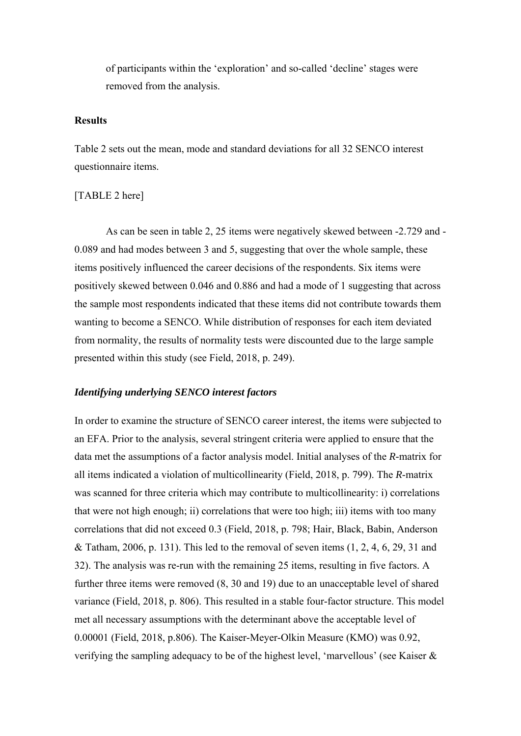of participants within the 'exploration' and so-called 'decline' stages were removed from the analysis.

**Results**

Table 2 sets out the mean, mode and standard deviations for all 32 SENCO interest questionnaire items.

[TABLE 2 here]

As can be seen in table 2, 25 items were negatively skewed between -2.729 and -0.089 and had modes between 3 and 5, suggesting that over the whole sample, these items positively influenced the career decisions of the respondents. Six items were positively skewed between 0.046 and 0.886 and had a mode of 1 suggesting that across the sample most respondents indicated that these items did not contribute towards them wanting to become a SENCO. While distribution of responses for each item deviated from normality, the results of normality tests were discounted due to the large sample presented within this study (see Field, 2018, p. 249).

***Identifying underlying SENCO interest factors***

In order to examine the structure of SENCO career interest, the items were subjected to an EFA. Prior to the analysis, several stringent criteria were applied to ensure that the data met the assumptions of a factor analysis model. Initial analyses of the ***R***-matrix for all items indicated a violation of multicollinearity (Field, 2018, p. 799). The ***R***-matrix was scanned for three criteria which may contribute to multicollinearity: i) correlations that were not high enough; ii) correlations that were too high; iii) items with too many correlations that did not exceed 0.3 (Field, 2018, p. 798; Hair, Black, Babin, Anderson & Tatham, 2006, p. 131). This led to the removal of seven items (1, 2, 4, 6, 29, 31 and 32). The analysis was re-run with the remaining 25 items, resulting in five factors. A further three items were removed (8, 30 and 19) due to an unacceptable level of shared variance (Field, 2018, p. 806). This resulted in a stable four-factor structure. This model met all necessary assumptions with the determinant above the acceptable level of 0.00001 (Field, 2018, p.806). The Kaiser-Meyer-Olkin Measure (KMO) was 0.92, verifying the sampling adequacy to be of the highest level, 'marvellous' (see Kaiser &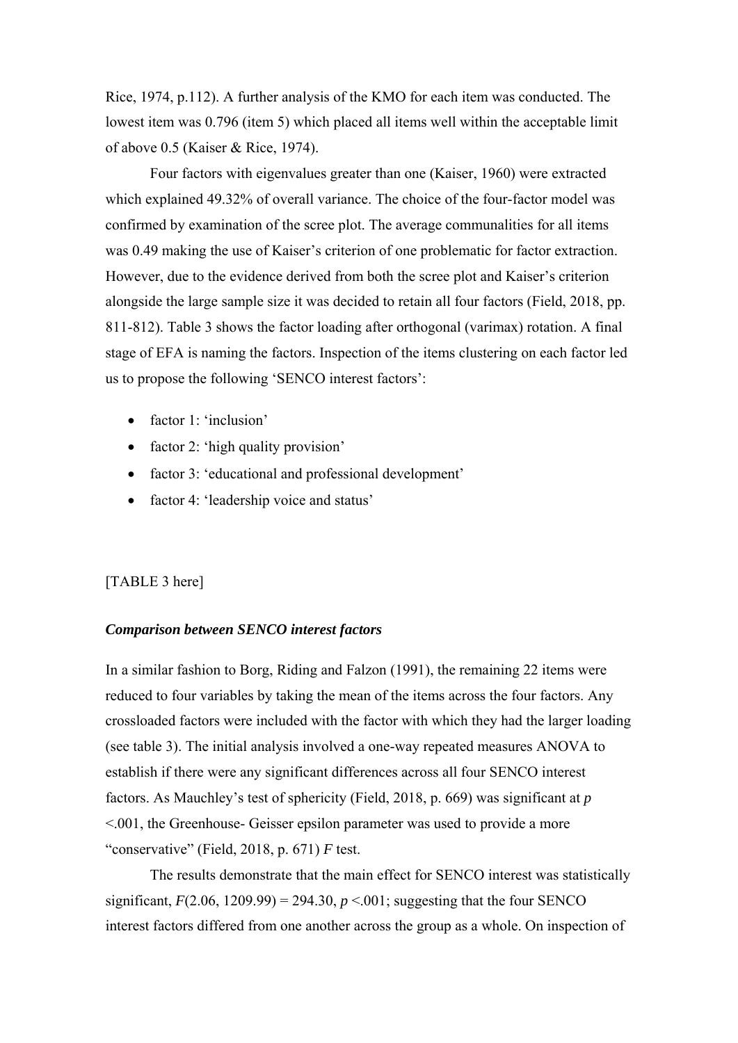Rice, 1974, p.112). A further analysis of the KMO for each item was conducted. The lowest item was 0.796 (item 5) which placed all items well within the acceptable limit of above 0.5 (Kaiser & Rice, 1974).

Four factors with eigenvalues greater than one (Kaiser, 1960) were extracted which explained 49.32% of overall variance. The choice of the four-factor model was confirmed by examination of the scree plot. The average communalities for all items was 0.49 making the use of Kaiser's criterion of one problematic for factor extraction. However, due to the evidence derived from both the scree plot and Kaiser's criterion alongside the large sample size it was decided to retain all four factors (Field, 2018, pp. 811-812). Table 3 shows the factor loading after orthogonal (varimax) rotation. A final stage of EFA is naming the factors. Inspection of the items clustering on each factor led us to propose the following 'SENCO interest factors':

- factor 1: 'inclusion'
- factor 2: 'high quality provision'
- factor 3: 'educational and professional development'
- factor 4: 'leadership voice and status'

[TABLE 3 here]

### *Comparison between SENCO interest factors*

In a similar fashion to Borg, Riding and Falzon (1991), the remaining 22 items were reduced to four variables by taking the mean of the items across the four factors. Any crossloaded factors were included with the factor with which they had the larger loading (see table 3). The initial analysis involved a one-way repeated measures ANOVA to establish if there were any significant differences across all four SENCO interest factors. As Mauchley's test of sphericity (Field, 2018, p. 669) was significant at $p$ <.001, the Greenhouse- Geisser epsilon parameter was used to provide a more "conservative" (Field, 2018, p. 671) $F$ test.

The results demonstrate that the main effect for SENCO interest was statistically significant, $F(2.06, 1209.99) = 294.30$, $p$ <.001; suggesting that the four SENCO interest factors differed from one another across the group as a whole. On inspection of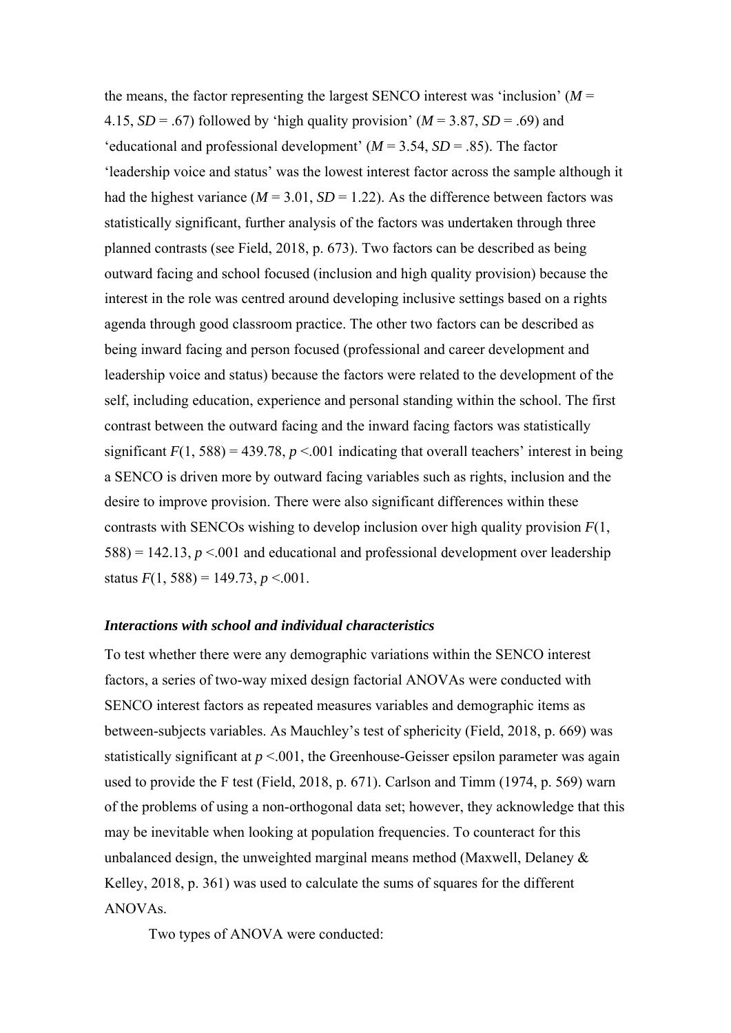the means, the factor representing the largest SENCO interest was 'inclusion' ($M$ = 4.15, $SD$ = .67) followed by 'high quality provision' ($M$ = 3.87, $SD$ = .69) and 'educational and professional development' ($M$ = 3.54, $SD$ = .85). The factor 'leadership voice and status' was the lowest interest factor across the sample although it had the highest variance ($M$ = 3.01, $SD$ = 1.22). As the difference between factors was statistically significant, further analysis of the factors was undertaken through three planned contrasts (see Field, 2018, p. 673). Two factors can be described as being outward facing and school focused (inclusion and high quality provision) because the interest in the role was centred around developing inclusive settings based on a rights agenda through good classroom practice. The other two factors can be described as being inward facing and person focused (professional and career development and leadership voice and status) because the factors were related to the development of the self, including education, experience and personal standing within the school. The first contrast between the outward facing and the inward facing factors was statistically significant $F(1, 588) = 439.78$, $p < .001$ indicating that overall teachers' interest in being a SENCO is driven more by outward facing variables such as rights, inclusion and the desire to improve provision. There were also significant differences within these contrasts with SENCOs wishing to develop inclusion over high quality provision $F(1, 588) = 142.13$, $p < .001$ and educational and professional development over leadership status $F(1, 588) = 149.73$, $p < .001$.

### *Interactions with school and individual characteristics*

To test whether there were any demographic variations within the SENCO interest factors, a series of two-way mixed design factorial ANOVAs were conducted with SENCO interest factors as repeated measures variables and demographic items as between-subjects variables. As Mauchley's test of sphericity (Field, 2018, p. 669) was statistically significant at $p < .001$, the Greenhouse-Geisser epsilon parameter was again used to provide the F test (Field, 2018, p. 671). Carlson and Timm (1974, p. 569) warn of the problems of using a non-orthogonal data set; however, they acknowledge that this may be inevitable when looking at population frequencies. To counteract for this unbalanced design, the unweighted marginal means method (Maxwell, Delaney & Kelley, 2018, p. 361) was used to calculate the sums of squares for the different ANOVAs.

Two types of ANOVA were conducted: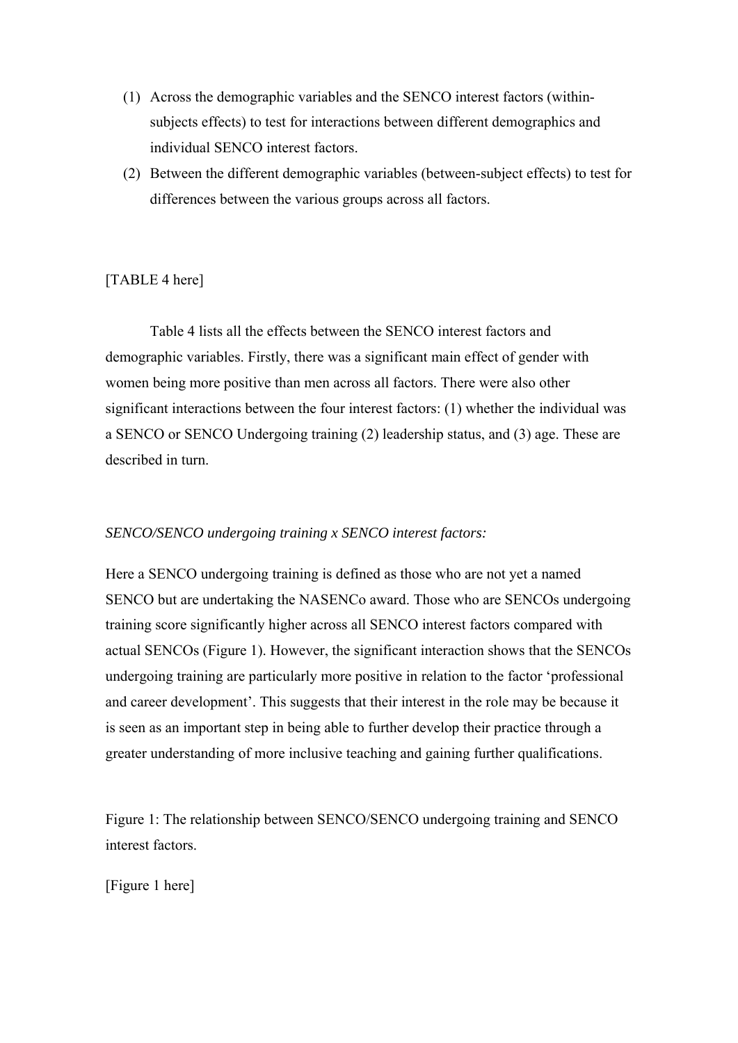(1) Across the demographic variables and the SENCO interest factors (within-subjects effects) to test for interactions between different demographics and individual SENCO interest factors.
(2) Between the different demographic variables (between-subject effects) to test for differences between the various groups across all factors.

[TABLE 4 here]

Table 4 lists all the effects between the SENCO interest factors and demographic variables. Firstly, there was a significant main effect of gender with women being more positive than men across all factors. There were also other significant interactions between the four interest factors: (1) whether the individual was a SENCO or SENCO Undergoing training (2) leadership status, and (3) age. These are described in turn.

*SENCO/SENCO undergoing training x SENCO interest factors:*

Here a SENCO undergoing training is defined as those who are not yet a named SENCO but are undertaking the NASENCo award. Those who are SENCOs undergoing training score significantly higher across all SENCO interest factors compared with actual SENCOs (Figure 1). However, the significant interaction shows that the SENCOs undergoing training are particularly more positive in relation to the factor 'professional and career development'. This suggests that their interest in the role may be because it is seen as an important step in being able to further develop their practice through a greater understanding of more inclusive teaching and gaining further qualifications.

Figure 1: The relationship between SENCO/SENCO undergoing training and SENCO interest factors.

[Figure 1 here]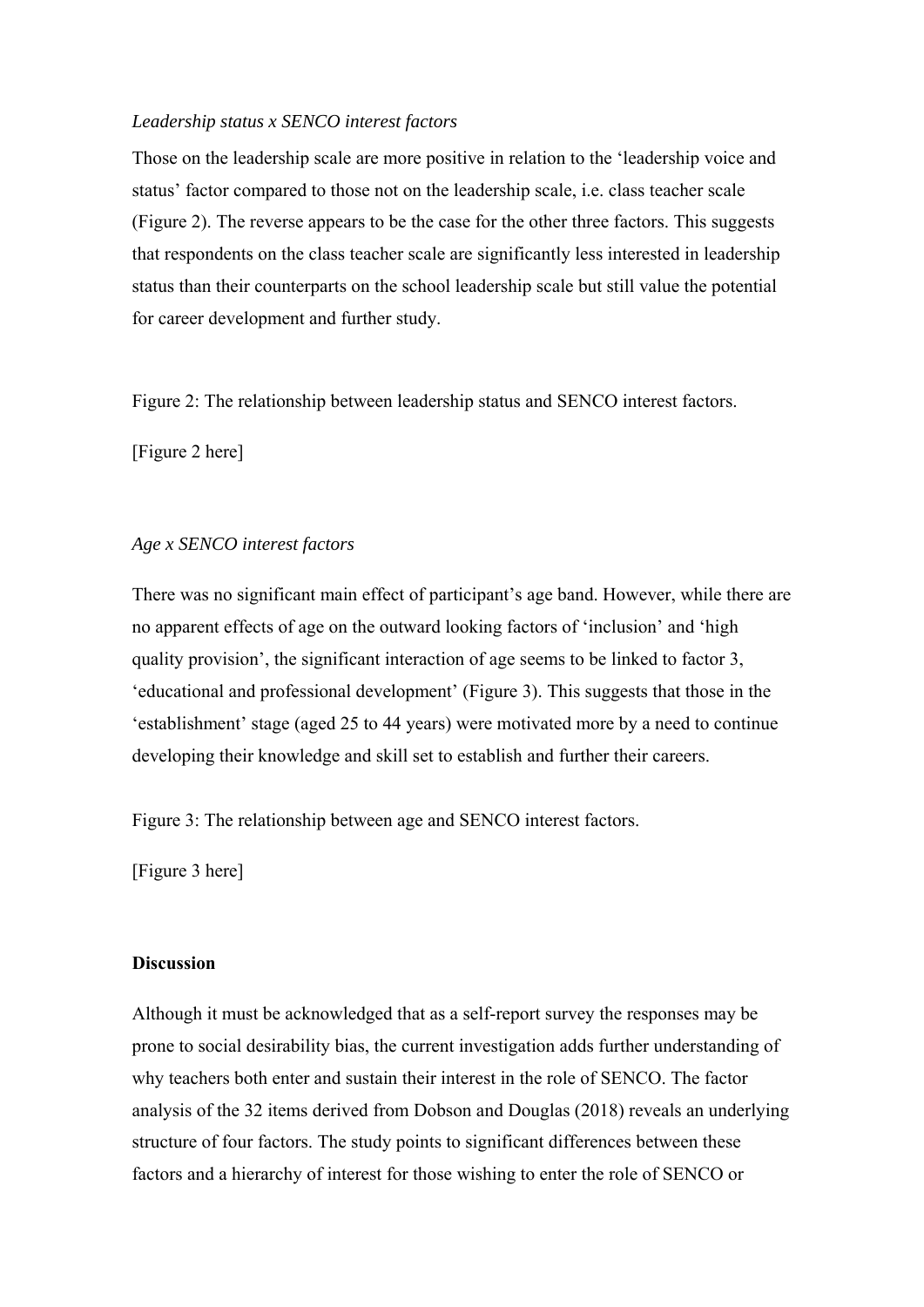*Leadership status x SENCO interest factors*

Those on the leadership scale are more positive in relation to the 'leadership voice and status' factor compared to those not on the leadership scale, i.e. class teacher scale (Figure 2). The reverse appears to be the case for the other three factors. This suggests that respondents on the class teacher scale are significantly less interested in leadership status than their counterparts on the school leadership scale but still value the potential for career development and further study.

Figure 2: The relationship between leadership status and SENCO interest factors.

[Figure 2 here]

*Age x SENCO interest factors*

There was no significant main effect of participant's age band. However, while there are no apparent effects of age on the outward looking factors of 'inclusion' and 'high quality provision', the significant interaction of age seems to be linked to factor 3, 'educational and professional development' (Figure 3). This suggests that those in the 'establishment' stage (aged 25 to 44 years) were motivated more by a need to continue developing their knowledge and skill set to establish and further their careers.

Figure 3: The relationship between age and SENCO interest factors.

[Figure 3 here]

**Discussion**

Although it must be acknowledged that as a self-report survey the responses may be prone to social desirability bias, the current investigation adds further understanding of why teachers both enter and sustain their interest in the role of SENCO. The factor analysis of the 32 items derived from Dobson and Douglas (2018) reveals an underlying structure of four factors. The study points to significant differences between these factors and a hierarchy of interest for those wishing to enter the role of SENCO or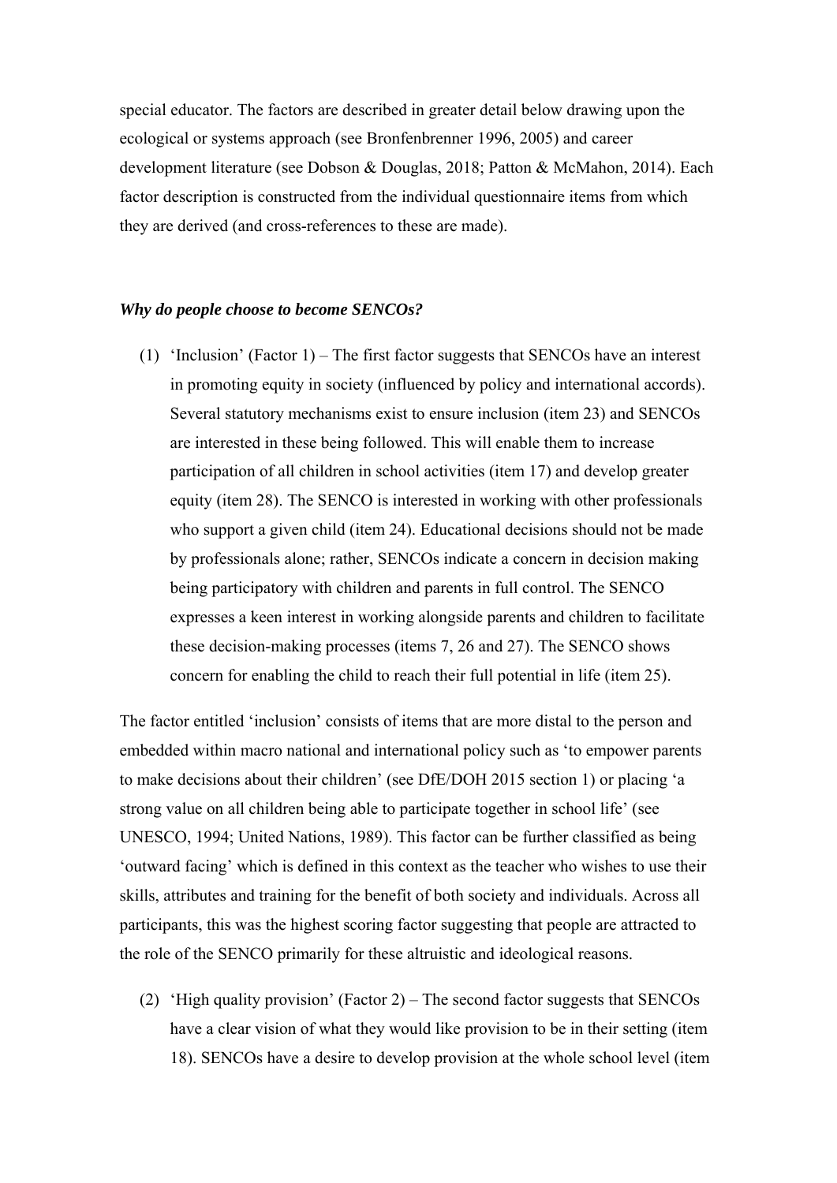special educator. The factors are described in greater detail below drawing upon the ecological or systems approach (see Bronfenbrenner 1996, 2005) and career development literature (see Dobson & Douglas, 2018; Patton & McMahon, 2014). Each factor description is constructed from the individual questionnaire items from which they are derived (and cross-references to these are made).

***Why do people choose to become SENCOs?***

(1) 'Inclusion' (Factor 1) – The first factor suggests that SENCOs have an interest in promoting equity in society (influenced by policy and international accords). Several statutory mechanisms exist to ensure inclusion (item 23) and SENCOs are interested in these being followed. This will enable them to increase participation of all children in school activities (item 17) and develop greater equity (item 28). The SENCO is interested in working with other professionals who support a given child (item 24). Educational decisions should not be made by professionals alone; rather, SENCOs indicate a concern in decision making being participatory with children and parents in full control. The SENCO expresses a keen interest in working alongside parents and children to facilitate these decision-making processes (items 7, 26 and 27). The SENCO shows concern for enabling the child to reach their full potential in life (item 25).

The factor entitled 'inclusion' consists of items that are more distal to the person and embedded within macro national and international policy such as 'to empower parents to make decisions about their children' (see DfE/DOH 2015 section 1) or placing 'a strong value on all children being able to participate together in school life' (see UNESCO, 1994; United Nations, 1989). This factor can be further classified as being 'outward facing' which is defined in this context as the teacher who wishes to use their skills, attributes and training for the benefit of both society and individuals. Across all participants, this was the highest scoring factor suggesting that people are attracted to the role of the SENCO primarily for these altruistic and ideological reasons.

(2) 'High quality provision' (Factor 2) – The second factor suggests that SENCOs have a clear vision of what they would like provision to be in their setting (item 18). SENCOs have a desire to develop provision at the whole school level (item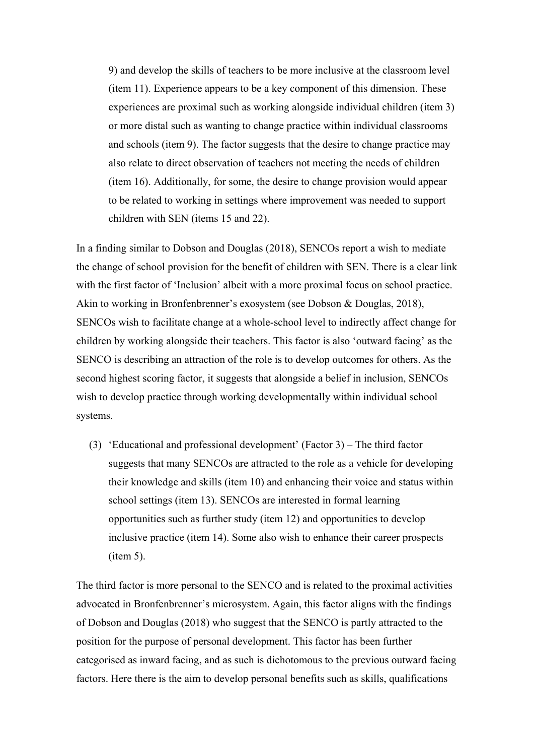9) and develop the skills of teachers to be more inclusive at the classroom level (item 11). Experience appears to be a key component of this dimension. These experiences are proximal such as working alongside individual children (item 3) or more distal such as wanting to change practice within individual classrooms and schools (item 9). The factor suggests that the desire to change practice may also relate to direct observation of teachers not meeting the needs of children (item 16). Additionally, for some, the desire to change provision would appear to be related to working in settings where improvement was needed to support children with SEN (items 15 and 22).

In a finding similar to Dobson and Douglas (2018), SENCOs report a wish to mediate the change of school provision for the benefit of children with SEN. There is a clear link with the first factor of 'Inclusion' albeit with a more proximal focus on school practice. Akin to working in Bronfenbrenner's exosystem (see Dobson & Douglas, 2018), SENCOs wish to facilitate change at a whole-school level to indirectly affect change for children by working alongside their teachers. This factor is also 'outward facing' as the SENCO is describing an attraction of the role is to develop outcomes for others. As the second highest scoring factor, it suggests that alongside a belief in inclusion, SENCOs wish to develop practice through working developmentally within individual school systems.

(3) 'Educational and professional development' (Factor 3) – The third factor suggests that many SENCOs are attracted to the role as a vehicle for developing their knowledge and skills (item 10) and enhancing their voice and status within school settings (item 13). SENCOs are interested in formal learning opportunities such as further study (item 12) and opportunities to develop inclusive practice (item 14). Some also wish to enhance their career prospects (item 5).

The third factor is more personal to the SENCO and is related to the proximal activities advocated in Bronfenbrenner's microsystem. Again, this factor aligns with the findings of Dobson and Douglas (2018) who suggest that the SENCO is partly attracted to the position for the purpose of personal development. This factor has been further categorised as inward facing, and as such is dichotomous to the previous outward facing factors. Here there is the aim to develop personal benefits such as skills, qualifications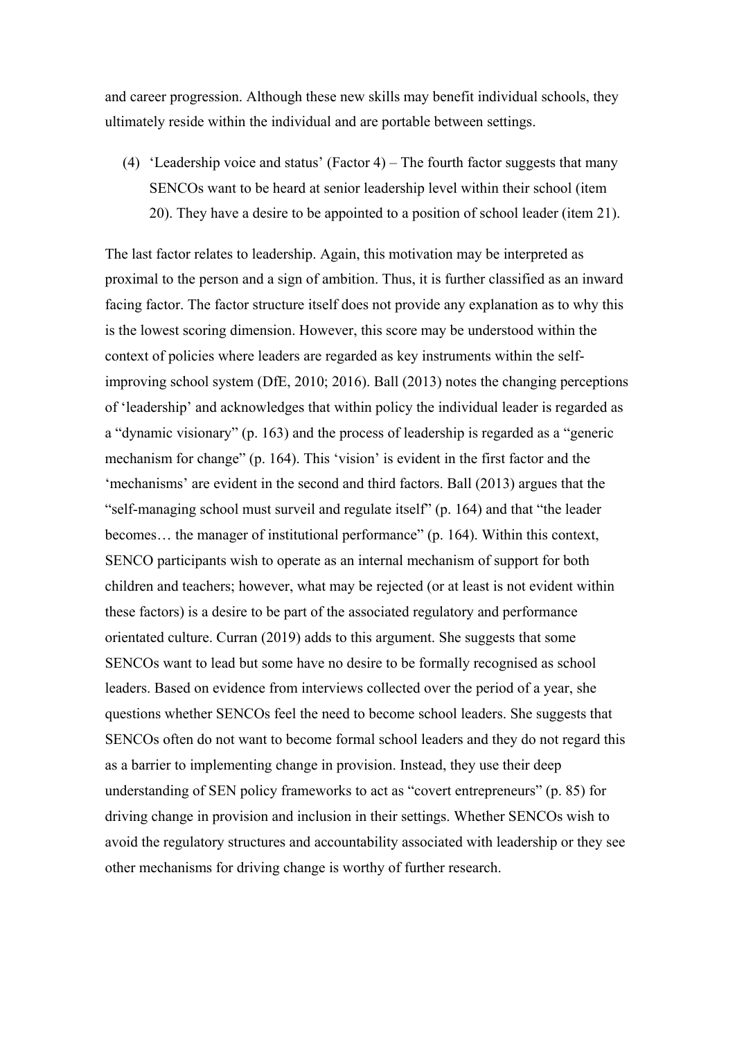and career progression. Although these new skills may benefit individual schools, they ultimately reside within the individual and are portable between settings.

(4) 'Leadership voice and status' (Factor 4) – The fourth factor suggests that many SENCOs want to be heard at senior leadership level within their school (item 20). They have a desire to be appointed to a position of school leader (item 21).

The last factor relates to leadership. Again, this motivation may be interpreted as proximal to the person and a sign of ambition. Thus, it is further classified as an inward facing factor. The factor structure itself does not provide any explanation as to why this is the lowest scoring dimension. However, this score may be understood within the context of policies where leaders are regarded as key instruments within the self-improving school system (DfE, 2010; 2016). Ball (2013) notes the changing perceptions of 'leadership' and acknowledges that within policy the individual leader is regarded as a "dynamic visionary" (p. 163) and the process of leadership is regarded as a "generic mechanism for change" (p. 164). This 'vision' is evident in the first factor and the 'mechanisms' are evident in the second and third factors. Ball (2013) argues that the "self-managing school must surveil and regulate itself" (p. 164) and that "the leader becomes… the manager of institutional performance" (p. 164). Within this context, SENCO participants wish to operate as an internal mechanism of support for both children and teachers; however, what may be rejected (or at least is not evident within these factors) is a desire to be part of the associated regulatory and performance orientated culture. Curran (2019) adds to this argument. She suggests that some SENCOs want to lead but some have no desire to be formally recognised as school leaders. Based on evidence from interviews collected over the period of a year, she questions whether SENCOs feel the need to become school leaders. She suggests that SENCOs often do not want to become formal school leaders and they do not regard this as a barrier to implementing change in provision. Instead, they use their deep understanding of SEN policy frameworks to act as "covert entrepreneurs" (p. 85) for driving change in provision and inclusion in their settings. Whether SENCOs wish to avoid the regulatory structures and accountability associated with leadership or they see other mechanisms for driving change is worthy of further research.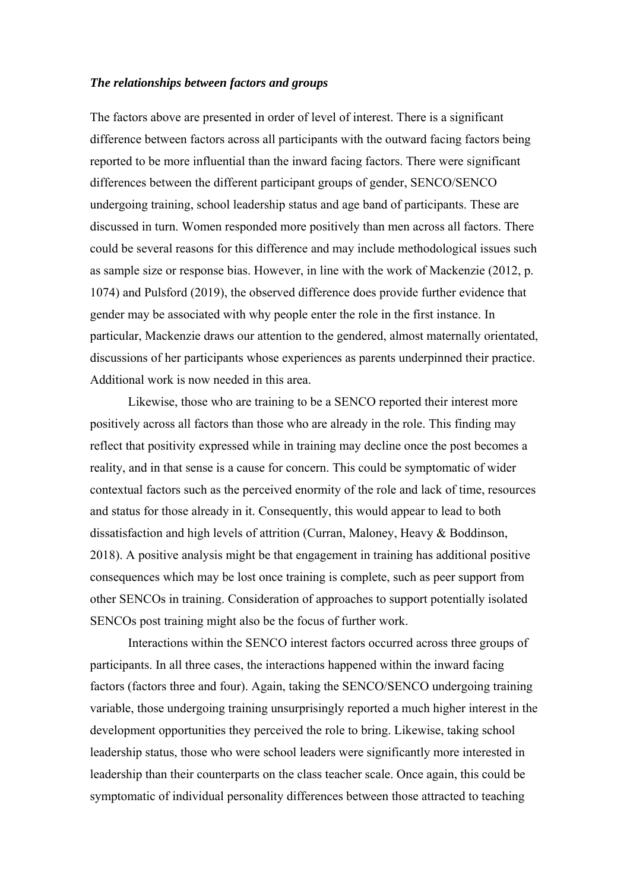***The relationships between factors and groups***

The factors above are presented in order of level of interest. There is a significant difference between factors across all participants with the outward facing factors being reported to be more influential than the inward facing factors. There were significant differences between the different participant groups of gender, SENCO/SENCO undergoing training, school leadership status and age band of participants. These are discussed in turn. Women responded more positively than men across all factors. There could be several reasons for this difference and may include methodological issues such as sample size or response bias. However, in line with the work of Mackenzie (2012, p. 1074) and Pulsford (2019), the observed difference does provide further evidence that gender may be associated with why people enter the role in the first instance. In particular, Mackenzie draws our attention to the gendered, almost maternally orientated, discussions of her participants whose experiences as parents underpinned their practice. Additional work is now needed in this area.

Likewise, those who are training to be a SENCO reported their interest more positively across all factors than those who are already in the role. This finding may reflect that positivity expressed while in training may decline once the post becomes a reality, and in that sense is a cause for concern. This could be symptomatic of wider contextual factors such as the perceived enormity of the role and lack of time, resources and status for those already in it. Consequently, this would appear to lead to both dissatisfaction and high levels of attrition (Curran, Maloney, Heavy & Boddinson, 2018). A positive analysis might be that engagement in training has additional positive consequences which may be lost once training is complete, such as peer support from other SENCOs in training. Consideration of approaches to support potentially isolated SENCOs post training might also be the focus of further work.

Interactions within the SENCO interest factors occurred across three groups of participants. In all three cases, the interactions happened within the inward facing factors (factors three and four). Again, taking the SENCO/SENCO undergoing training variable, those undergoing training unsurprisingly reported a much higher interest in the development opportunities they perceived the role to bring. Likewise, taking school leadership status, those who were school leaders were significantly more interested in leadership than their counterparts on the class teacher scale. Once again, this could be symptomatic of individual personality differences between those attracted to teaching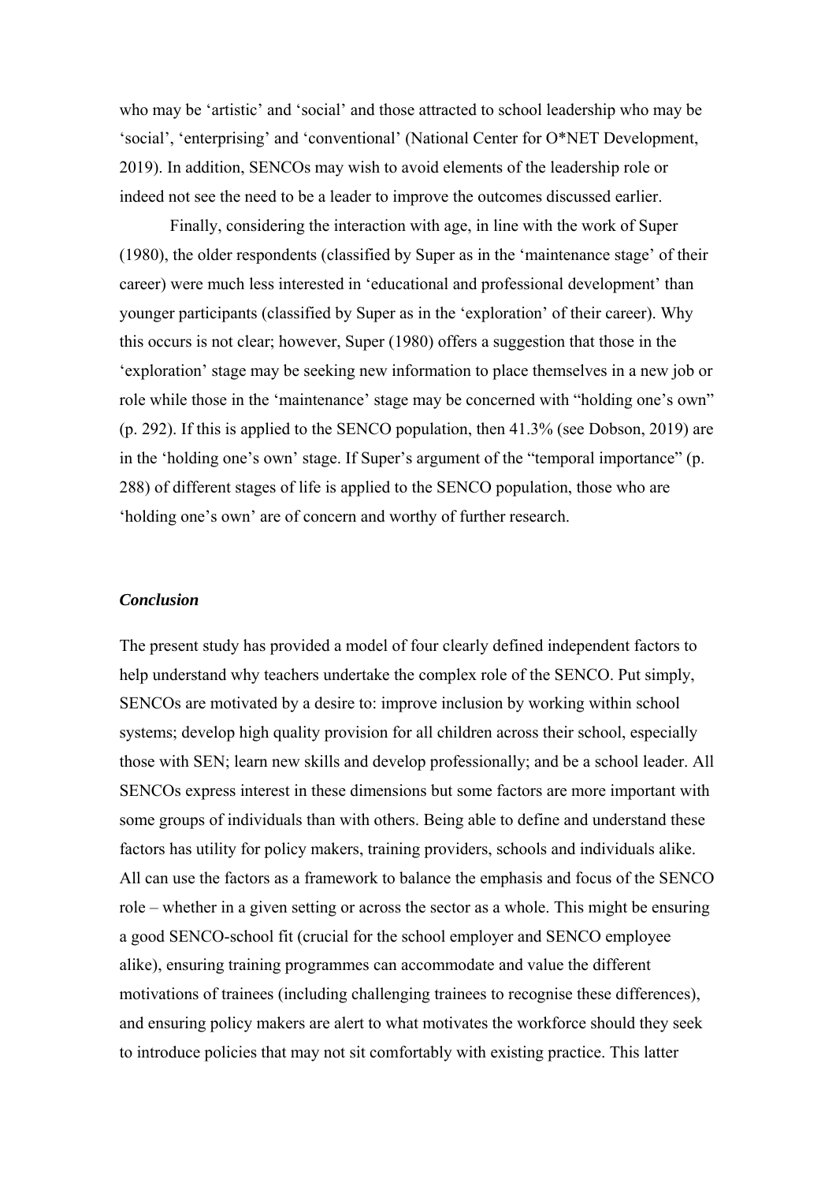who may be 'artistic' and 'social' and those attracted to school leadership who may be 'social', 'enterprising' and 'conventional' (National Center for O*NET Development, 2019). In addition, SENCOs may wish to avoid elements of the leadership role or indeed not see the need to be a leader to improve the outcomes discussed earlier.

Finally, considering the interaction with age, in line with the work of Super (1980), the older respondents (classified by Super as in the 'maintenance stage' of their career) were much less interested in 'educational and professional development' than younger participants (classified by Super as in the 'exploration' of their career). Why this occurs is not clear; however, Super (1980) offers a suggestion that those in the 'exploration' stage may be seeking new information to place themselves in a new job or role while those in the 'maintenance' stage may be concerned with "holding one's own" (p. 292). If this is applied to the SENCO population, then 41.3% (see Dobson, 2019) are in the 'holding one's own' stage. If Super's argument of the "temporal importance" (p. 288) of different stages of life is applied to the SENCO population, those who are 'holding one's own' are of concern and worthy of further research.

### *Conclusion*

The present study has provided a model of four clearly defined independent factors to help understand why teachers undertake the complex role of the SENCO. Put simply, SENCOs are motivated by a desire to: improve inclusion by working within school systems; develop high quality provision for all children across their school, especially those with SEN; learn new skills and develop professionally; and be a school leader. All SENCOs express interest in these dimensions but some factors are more important with some groups of individuals than with others. Being able to define and understand these factors has utility for policy makers, training providers, schools and individuals alike. All can use the factors as a framework to balance the emphasis and focus of the SENCO role – whether in a given setting or across the sector as a whole. This might be ensuring a good SENCO-school fit (crucial for the school employer and SENCO employee alike), ensuring training programmes can accommodate and value the different motivations of trainees (including challenging trainees to recognise these differences), and ensuring policy makers are alert to what motivates the workforce should they seek to introduce policies that may not sit comfortably with existing practice. This latter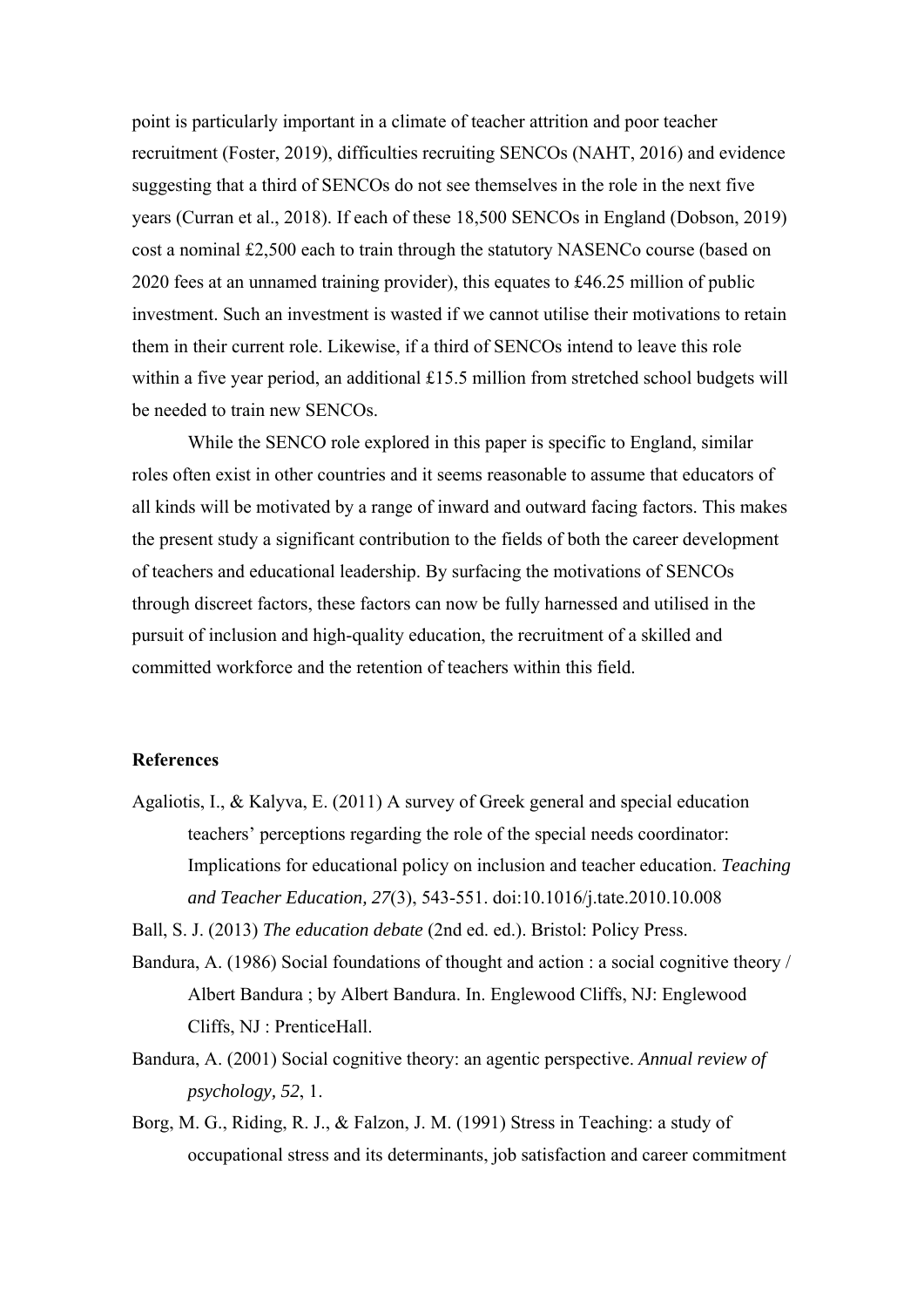point is particularly important in a climate of teacher attrition and poor teacher recruitment (Foster, 2019), difficulties recruiting SENCOs (NAHT, 2016) and evidence suggesting that a third of SENCOs do not see themselves in the role in the next five years (Curran et al., 2018). If each of these 18,500 SENCOs in England (Dobson, 2019) cost a nominal £2,500 each to train through the statutory NASENCo course (based on 2020 fees at an unnamed training provider), this equates to £46.25 million of public investment. Such an investment is wasted if we cannot utilise their motivations to retain them in their current role. Likewise, if a third of SENCOs intend to leave this role within a five year period, an additional £15.5 million from stretched school budgets will be needed to train new SENCOs.

While the SENCO role explored in this paper is specific to England, similar roles often exist in other countries and it seems reasonable to assume that educators of all kinds will be motivated by a range of inward and outward facing factors. This makes the present study a significant contribution to the fields of both the career development of teachers and educational leadership. By surfacing the motivations of SENCOs through discreet factors, these factors can now be fully harnessed and utilised in the pursuit of inclusion and high-quality education, the recruitment of a skilled and committed workforce and the retention of teachers within this field.

**References**

Agaliotis, I., & Kalyva, E. (2011) A survey of Greek general and special education teachers' perceptions regarding the role of the special needs coordinator: Implications for educational policy on inclusion and teacher education. *Teaching and Teacher Education, 27*(3), 543-551. doi:10.1016/j.tate.2010.10.008

Ball, S. J. (2013) *The education debate* (2nd ed. ed.). Bristol: Policy Press.

Bandura, A. (1986) Social foundations of thought and action : a social cognitive theory / Albert Bandura ; by Albert Bandura. In. Englewood Cliffs, NJ: Englewood Cliffs, NJ : PrenticeHall.

Bandura, A. (2001) Social cognitive theory: an agentic perspective. *Annual review of psychology, 52*, 1.

Borg, M. G., Riding, R. J., & Falzon, J. M. (1991) Stress in Teaching: a study of occupational stress and its determinants, job satisfaction and career commitment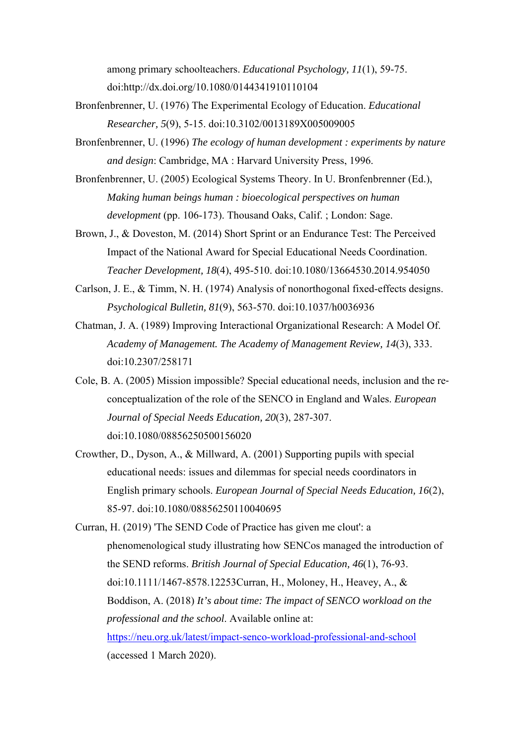among primary schoolteachers. *Educational Psychology, 11*(1), 59-75. doi:http://dx.doi.org/10.1080/0144341910110104

Bronfenbrenner, U. (1976) The Experimental Ecology of Education. *Educational Researcher, 5*(9), 5-15. doi:10.3102/0013189X005009005

Bronfenbrenner, U. (1996) *The ecology of human development : experiments by nature and design*: Cambridge, MA : Harvard University Press, 1996.

Bronfenbrenner, U. (2005) Ecological Systems Theory. In U. Bronfenbrenner (Ed.), *Making human beings human : bioecological perspectives on human development* (pp. 106-173). Thousand Oaks, Calif. ; London: Sage.

Brown, J., & Doveston, M. (2014) Short Sprint or an Endurance Test: The Perceived Impact of the National Award for Special Educational Needs Coordination. *Teacher Development, 18*(4), 495-510. doi:10.1080/13664530.2014.954050

Carlson, J. E., & Timm, N. H. (1974) Analysis of nonorthogonal fixed-effects designs. *Psychological Bulletin, 81*(9), 563-570. doi:10.1037/h0036936

Chatman, J. A. (1989) Improving Interactional Organizational Research: A Model Of. *Academy of Management. The Academy of Management Review, 14*(3), 333. doi:10.2307/258171

Cole, B. A. (2005) Mission impossible? Special educational needs, inclusion and the re-conceptualization of the role of the SENCO in England and Wales. *European Journal of Special Needs Education, 20*(3), 287-307. doi:10.1080/08856250500156020

Crowther, D., Dyson, A., & Millward, A. (2001) Supporting pupils with special educational needs: issues and dilemmas for special needs coordinators in English primary schools. *European Journal of Special Needs Education, 16*(2), 85-97. doi:10.1080/08856250110040695

Curran, H. (2019) 'The SEND Code of Practice has given me clout': a phenomenological study illustrating how SENCos managed the introduction of the SEND reforms. *British Journal of Special Education, 46*(1), 76-93. doi:10.1111/1467-8578.12253Curran, H., Moloney, H., Heavey, A., & Boddison, A. (2018) *It's about time: The impact of SENCO workload on the professional and the school*. Available online at: [https://neu.org.uk/latest/impact-senco-workload-professional-and-school](https://neu.org.uk/latest/impact-senco-workload-professional-and-school) (accessed 1 March 2020).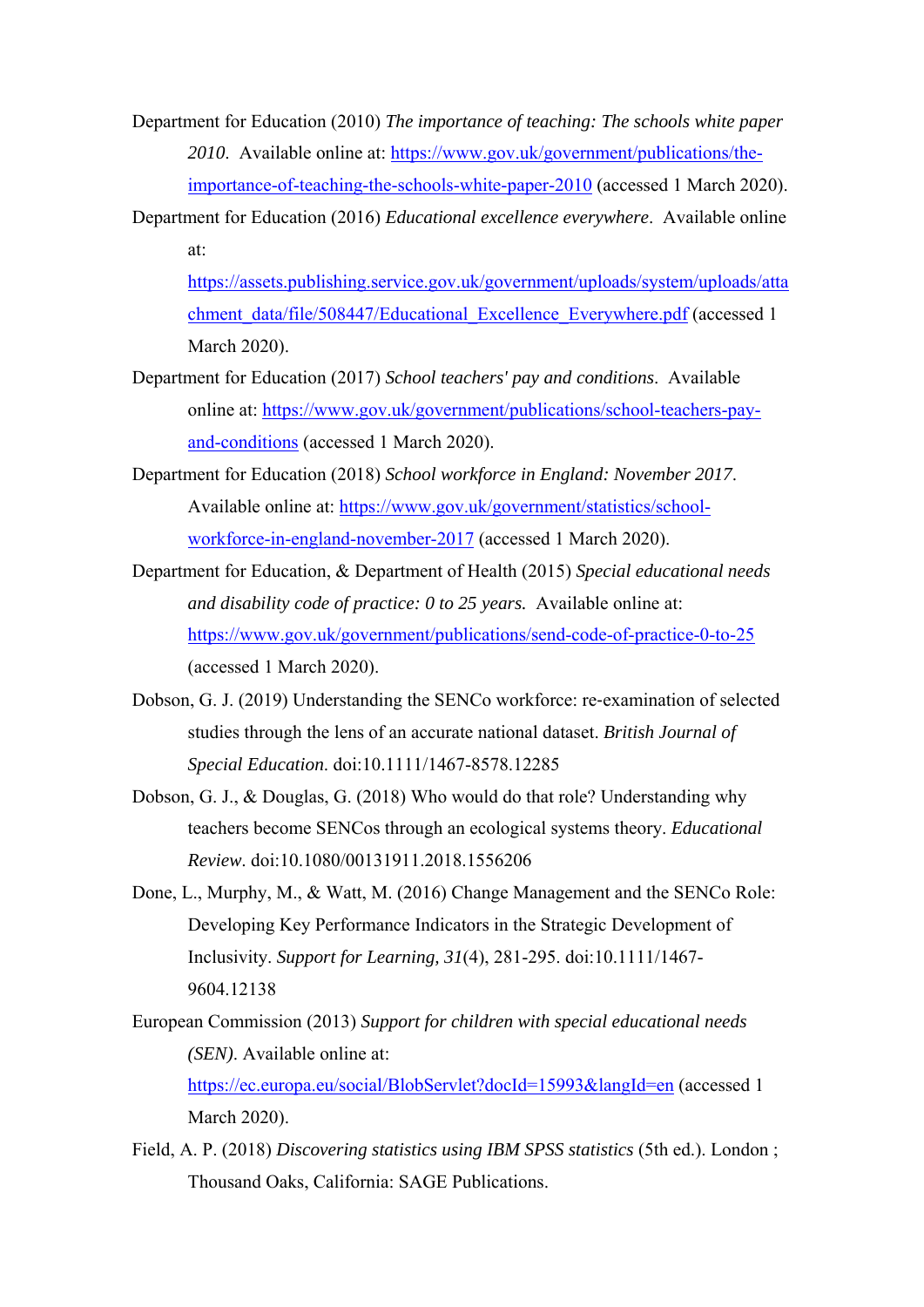Department for Education (2010) *The importance of teaching: The schools white paper 2010*. Available online at: https://www.gov.uk/government/publications/the-importance-of-teaching-the-schools-white-paper-2010 (accessed 1 March 2020).

Department for Education (2016) *Educational excellence everywhere*. Available online at: https://assets.publishing.service.gov.uk/government/uploads/system/uploads/attachment_data/file/508447/Educational_Excellence_Everywhere.pdf (accessed 1 March 2020).

Department for Education (2017) *School teachers' pay and conditions*. Available online at: https://www.gov.uk/government/publications/school-teachers-pay-and-conditions (accessed 1 March 2020).

Department for Education (2018) *School workforce in England: November 2017*. Available online at: https://www.gov.uk/government/statistics/school-workforce-in-england-november-2017 (accessed 1 March 2020).

Department for Education, & Department of Health (2015) *Special educational needs and disability code of practice: 0 to 25 years.* Available online at: https://www.gov.uk/government/publications/send-code-of-practice-0-to-25 (accessed 1 March 2020).

Dobson, G. J. (2019) Understanding the SENCo workforce: re-examination of selected studies through the lens of an accurate national dataset. *British Journal of Special Education*. doi:10.1111/1467-8578.12285

Dobson, G. J., & Douglas, G. (2018) Who would do that role? Understanding why teachers become SENCos through an ecological systems theory. *Educational Review*. doi:10.1080/00131911.2018.1556206

Done, L., Murphy, M., & Watt, M. (2016) Change Management and the SENCo Role: Developing Key Performance Indicators in the Strategic Development of Inclusivity. *Support for Learning, 31*(4), 281-295. doi:10.1111/1467-9604.12138

European Commission (2013) *Support for children with special educational needs (SEN)*. Available online at: https://ec.europa.eu/social/BlobServlet?docId=15993&langId=en (accessed 1 March 2020).

Field, A. P. (2018) *Discovering statistics using IBM SPSS statistics* (5th ed.). London ; Thousand Oaks, California: SAGE Publications.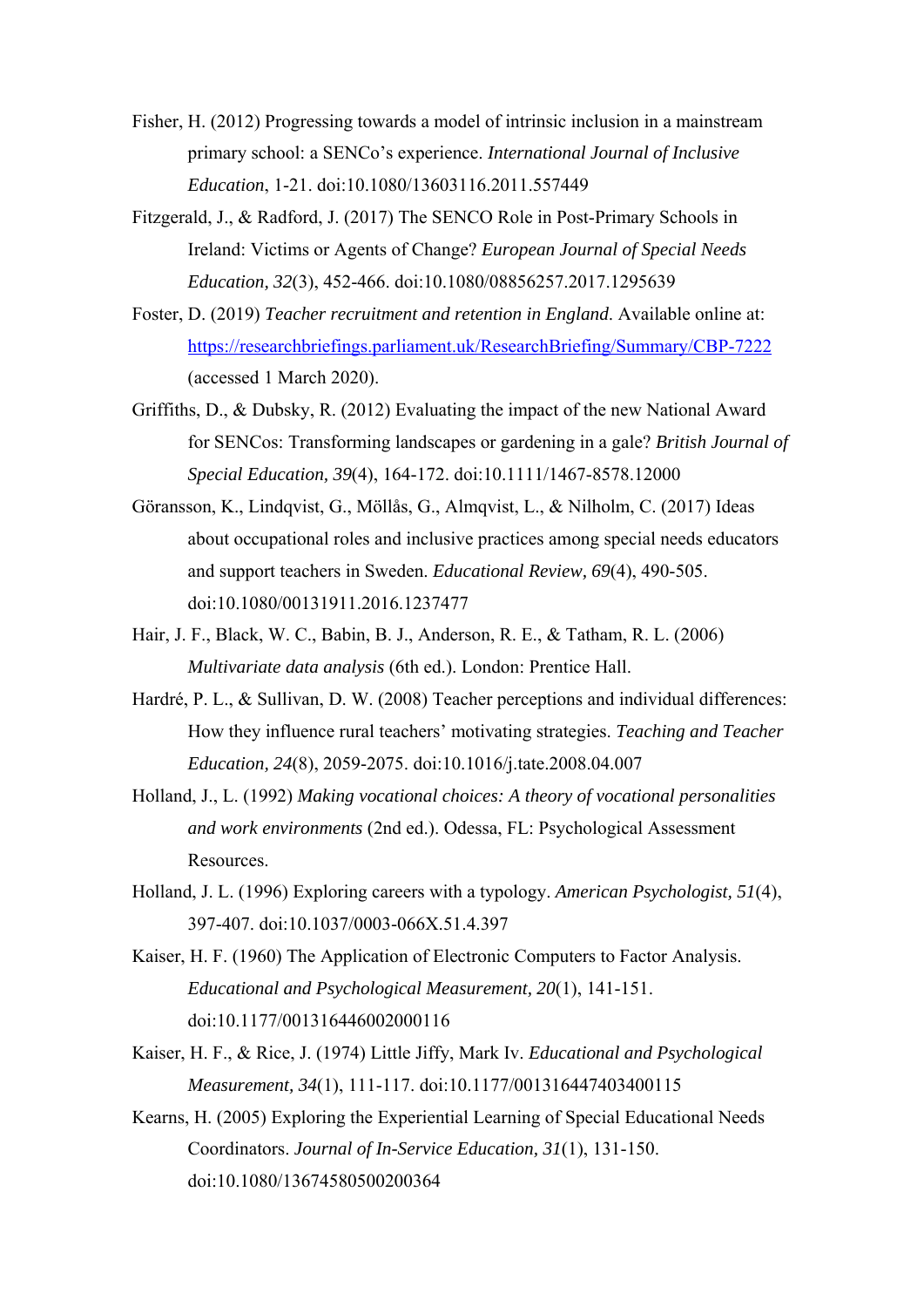Fisher, H. (2012) Progressing towards a model of intrinsic inclusion in a mainstream primary school: a SENCo's experience. *International Journal of Inclusive Education*, 1-21. doi:10.1080/13603116.2011.557449

Fitzgerald, J., & Radford, J. (2017) The SENCO Role in Post-Primary Schools in Ireland: Victims or Agents of Change? *European Journal of Special Needs Education, 32*(3), 452-466. doi:10.1080/08856257.2017.1295639

Foster, D. (2019) *Teacher recruitment and retention in England.* Available online at: https://researchbriefings.parliament.uk/ResearchBriefing/Summary/CBP-7222 (accessed 1 March 2020).

Griffiths, D., & Dubsky, R. (2012) Evaluating the impact of the new National Award for SENCos: Transforming landscapes or gardening in a gale? *British Journal of Special Education, 39*(4), 164-172. doi:10.1111/1467-8578.12000

Göransson, K., Lindqvist, G., Möllås, G., Almqvist, L., & Nilholm, C. (2017) Ideas about occupational roles and inclusive practices among special needs educators and support teachers in Sweden. *Educational Review, 69*(4), 490-505. doi:10.1080/00131911.2016.1237477

Hair, J. F., Black, W. C., Babin, B. J., Anderson, R. E., & Tatham, R. L. (2006) *Multivariate data analysis* (6th ed.). London: Prentice Hall.

Hardré, P. L., & Sullivan, D. W. (2008) Teacher perceptions and individual differences: How they influence rural teachers' motivating strategies. *Teaching and Teacher Education, 24*(8), 2059-2075. doi:10.1016/j.tate.2008.04.007

Holland, J., L. (1992) *Making vocational choices: A theory of vocational personalities and work environments* (2nd ed.). Odessa, FL: Psychological Assessment Resources.

Holland, J. L. (1996) Exploring careers with a typology. *American Psychologist, 51*(4), 397-407. doi:10.1037/0003-066X.51.4.397

Kaiser, H. F. (1960) The Application of Electronic Computers to Factor Analysis. *Educational and Psychological Measurement, 20*(1), 141-151. doi:10.1177/001316446002000116

Kaiser, H. F., & Rice, J. (1974) Little Jiffy, Mark Iv. *Educational and Psychological Measurement, 34*(1), 111-117. doi:10.1177/001316447403400115

Kearns, H. (2005) Exploring the Experiential Learning of Special Educational Needs Coordinators. *Journal of In-Service Education, 31*(1), 131-150. doi:10.1080/13674580500200364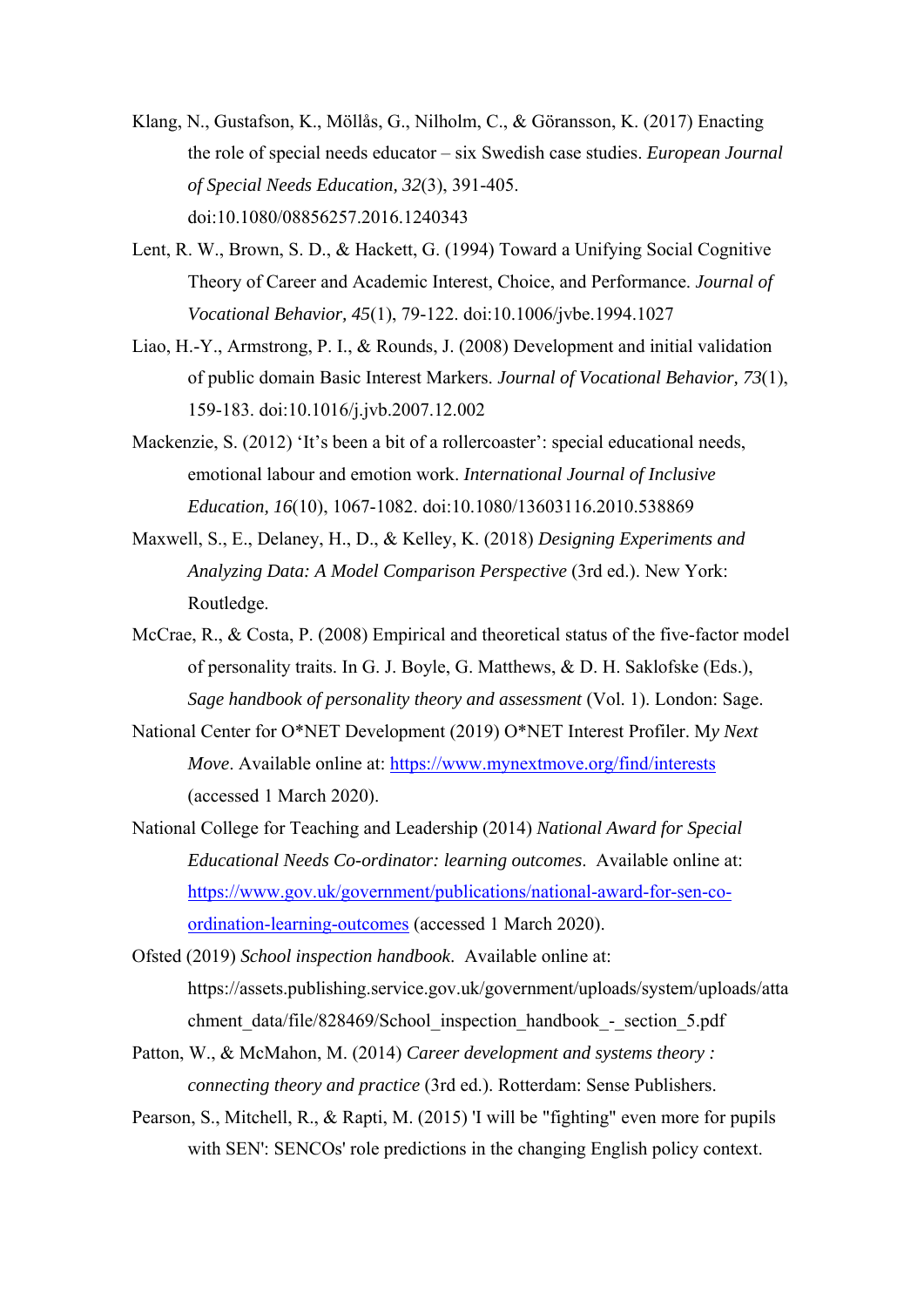Klang, N., Gustafson, K., Möllås, G., Nilholm, C., & Göransson, K. (2017) Enacting the role of special needs educator – six Swedish case studies. *European Journal of Special Needs Education, 32*(3), 391-405. doi:10.1080/08856257.2016.1240343

Lent, R. W., Brown, S. D., & Hackett, G. (1994) Toward a Unifying Social Cognitive Theory of Career and Academic Interest, Choice, and Performance. *Journal of Vocational Behavior, 45*(1), 79-122. doi:10.1006/jvbe.1994.1027

Liao, H.-Y., Armstrong, P. I., & Rounds, J. (2008) Development and initial validation of public domain Basic Interest Markers. *Journal of Vocational Behavior, 73*(1), 159-183. doi:10.1016/j.jvb.2007.12.002

Mackenzie, S. (2012) 'It's been a bit of a rollercoaster': special educational needs, emotional labour and emotion work. *International Journal of Inclusive Education, 16*(10), 1067-1082. doi:10.1080/13603116.2010.538869

Maxwell, S., E., Delaney, H., D., & Kelley, K. (2018) *Designing Experiments and Analyzing Data: A Model Comparison Perspective* (3rd ed.). New York: Routledge.

McCrae, R., & Costa, P. (2008) Empirical and theoretical status of the five-factor model of personality traits. In G. J. Boyle, G. Matthews, & D. H. Saklofske (Eds.), *Sage handbook of personality theory and assessment* (Vol. 1). London: Sage.

National Center for O*NET Development (2019) O*NET Interest Profiler. M*y Next Move*. Available online at: https://www.mynextmove.org/find/interests (accessed 1 March 2020).

National College for Teaching and Leadership (2014) *National Award for Special Educational Needs Co-ordinator: learning outcomes*. Available online at: https://www.gov.uk/government/publications/national-award-for-sen-co-ordination-learning-outcomes (accessed 1 March 2020).

Ofsted (2019) *School inspection handbook*. Available online at: https://assets.publishing.service.gov.uk/government/uploads/system/uploads/attachment_data/file/828469/School_inspection_handbook_-_section_5.pdf

Patton, W., & McMahon, M. (2014) *Career development and systems theory : connecting theory and practice* (3rd ed.). Rotterdam: Sense Publishers.

Pearson, S., Mitchell, R., & Rapti, M. (2015) 'I will be "fighting" even more for pupils with SEN': SENCOs' role predictions in the changing English policy context.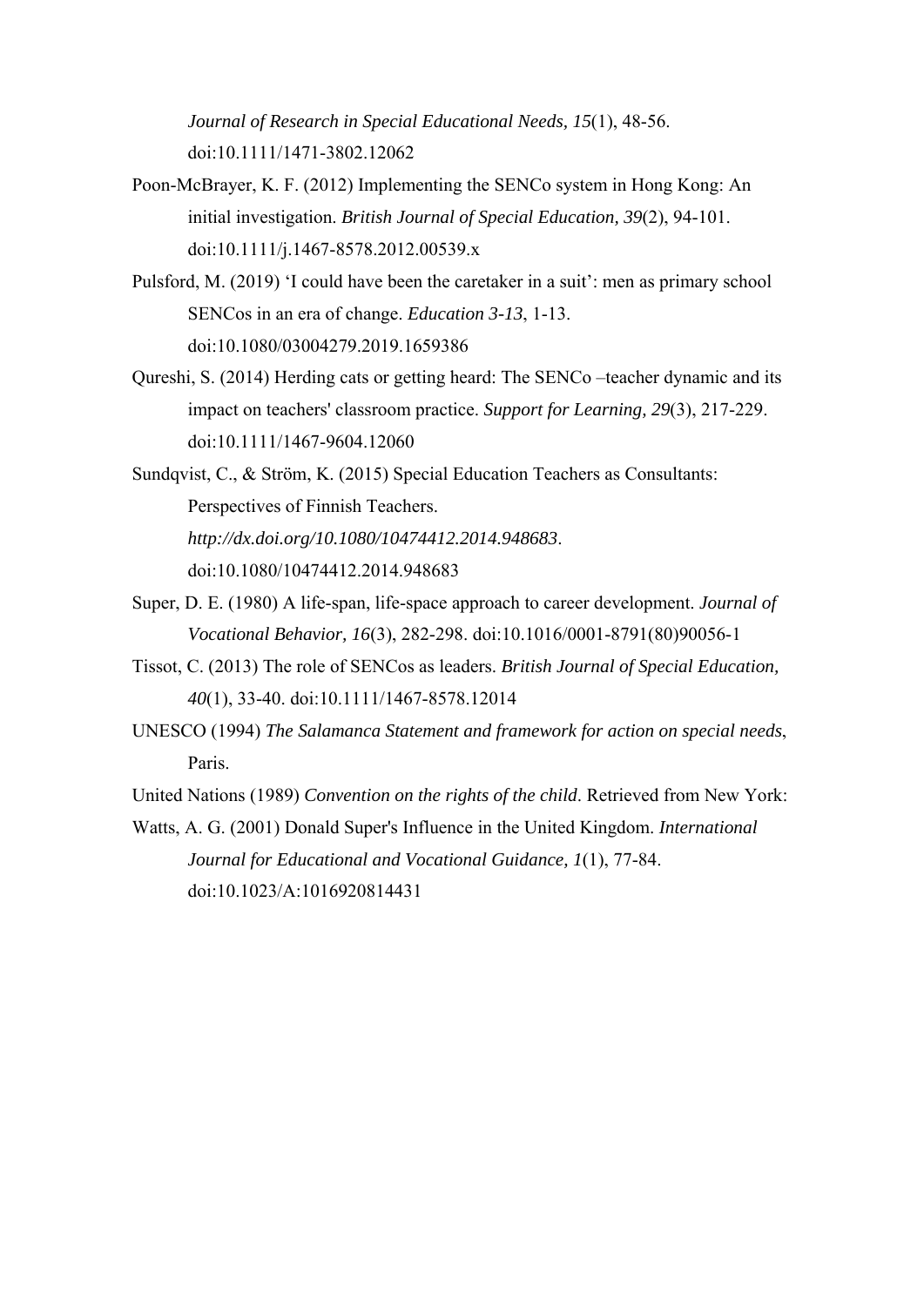*Journal of Research in Special Educational Needs, 15*(1), 48-56. doi:10.1111/1471-3802.12062

Poon-McBrayer, K. F. (2012) Implementing the SENCo system in Hong Kong: An initial investigation. *British Journal of Special Education, 39*(2), 94-101. doi:10.1111/j.1467-8578.2012.00539.x

Pulsford, M. (2019) 'I could have been the caretaker in a suit': men as primary school SENCos in an era of change. *Education 3-13*, 1-13. doi:10.1080/03004279.2019.1659386

Qureshi, S. (2014) Herding cats or getting heard: The SENCo –teacher dynamic and its impact on teachers' classroom practice. *Support for Learning, 29*(3), 217-229. doi:10.1111/1467-9604.12060

Sundqvist, C., & Ström, K. (2015) Special Education Teachers as Consultants: Perspectives of Finnish Teachers. *http://dx.doi.org/10.1080/10474412.2014.948683*. doi:10.1080/10474412.2014.948683

Super, D. E. (1980) A life-span, life-space approach to career development. *Journal of Vocational Behavior, 16*(3), 282-298. doi:10.1016/0001-8791(80)90056-1

Tissot, C. (2013) The role of SENCos as leaders. *British Journal of Special Education, 40*(1), 33-40. doi:10.1111/1467-8578.12014

UNESCO (1994) *The Salamanca Statement and framework for action on special needs*, Paris.

United Nations (1989) *Convention on the rights of the child*. Retrieved from New York:

Watts, A. G. (2001) Donald Super's Influence in the United Kingdom. *International Journal for Educational and Vocational Guidance, 1*(1), 77-84. doi:10.1023/A:1016920814431